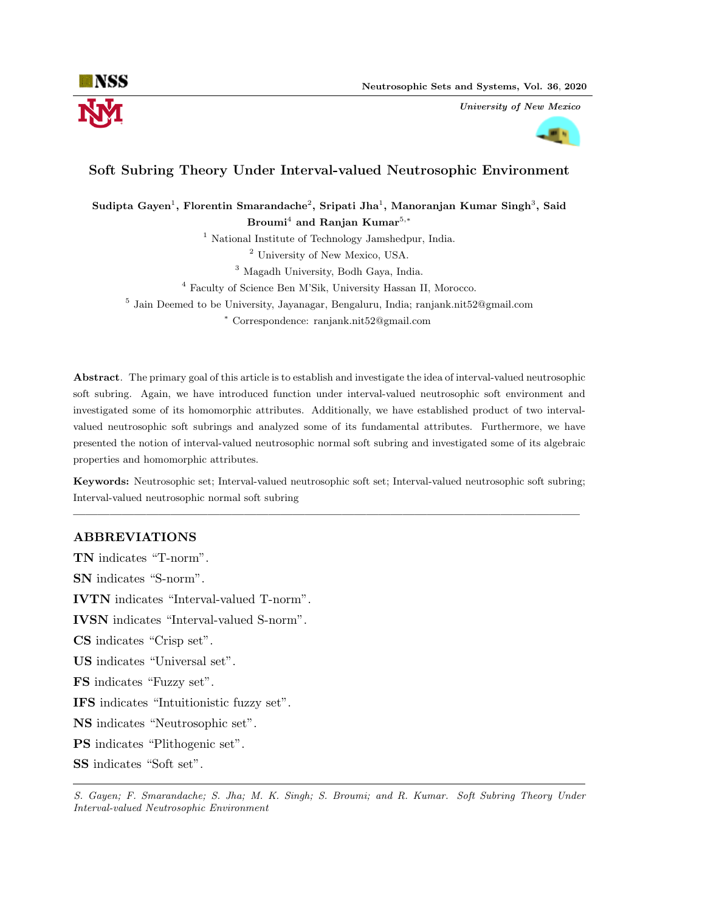# Soft Subring Theory Under Interval-valued Neutrosophic Environment

**Sudipta Gayen[1], Florentin Smarandache[2], Sripati Jha[1], Manoranjan Kumar Singh[3], Said Broumi[4] and Ranjan Kumar[5,*]**

[1] National Institute of Technology Jamshedpur, India.

[2] University of New Mexico, USA.

[3] Magadh University, Bodh Gaya, India.

[4] Faculty of Science Ben M'Sik, University Hassan II, Morocco.

[5] Jain Deemed to be University, Jayanagar, Bengaluru, India; ranjank.nit52@gmail.com

[*] Correspondence: ranjank.nit52@gmail.com

**Abstract**. The primary goal of this article is to establish and investigate the idea of interval-valued neutrosophic soft subring. Again, we have introduced function under interval-valued neutrosophic soft environment and investigated some of its homomorphic attributes. Additionally, we have established product of two interval-valued neutrosophic soft subrings and analyzed some of its fundamental attributes. Furthermore, we have presented the notion of interval-valued neutrosophic normal soft subring and investigated some of its algebraic properties and homomorphic attributes.

**Keywords:** Neutrosophic set; Interval-valued neutrosophic soft set; Interval-valued neutrosophic soft subring; Interval-valued neutrosophic normal soft subring

---

## ABBREVIATIONS

**TN** indicates "T-norm".

**SN** indicates "S-norm".

**IVTN** indicates "Interval-valued T-norm".

**IVSN** indicates "Interval-valued S-norm".

**CS** indicates "Crisp set".

**US** indicates "Universal set".

**FS** indicates "Fuzzy set".

**IFS** indicates "Intuitionistic fuzzy set".

**NS** indicates "Neutrosophic set".

**PS** indicates "Plithogenic set".

**SS** indicates "Soft set".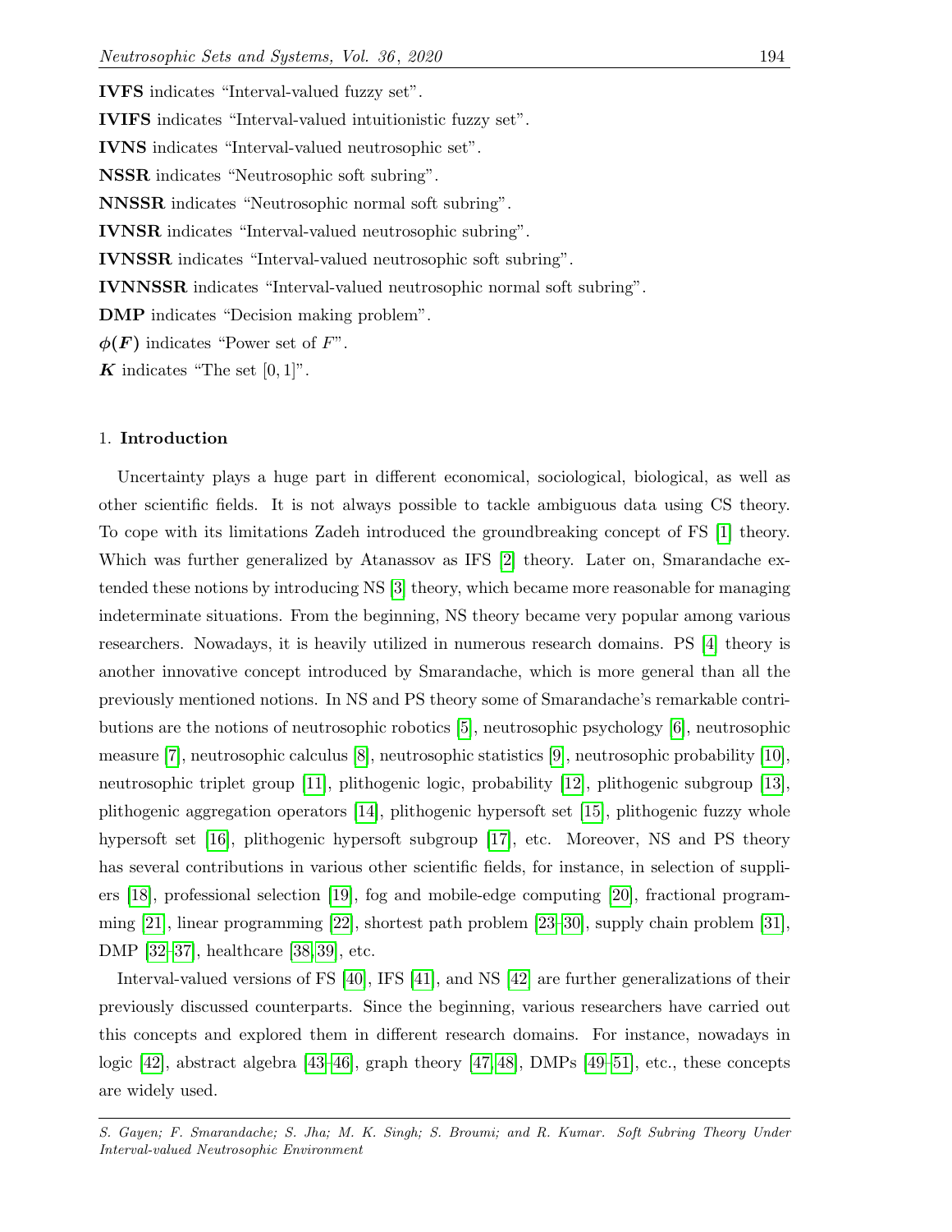**IVFS** indicates "Interval-valued fuzzy set".

**IVIFS** indicates "Interval-valued intuitionistic fuzzy set".

**IVNS** indicates "Interval-valued neutrosophic set".

**NSSR** indicates "Neutrosophic soft subring".

**NNSSR** indicates "Neutrosophic normal soft subring".

**IVNSR** indicates "Interval-valued neutrosophic subring".

**IVNSSR** indicates "Interval-valued neutrosophic soft subring".

**IVNNSSR** indicates "Interval-valued neutrosophic normal soft subring".

**DMP** indicates "Decision making problem".

$\boldsymbol{\phi(F)}$ indicates "Power set of $F$".

$\boldsymbol{K}$ indicates "The set $[0, 1]$".

## 1. Introduction

Uncertainty plays a huge part in different economical, sociological, biological, as well as other scientific fields. It is not always possible to tackle ambiguous data using CS theory. To cope with its limitations Zadeh introduced the groundbreaking concept of FS [1] theory. Which was further generalized by Atanassov as IFS [2] theory. Later on, Smarandache extended these notions by introducing NS [3] theory, which became more reasonable for managing indeterminate situations. From the beginning, NS theory became very popular among various researchers. Nowadays, it is heavily utilized in numerous research domains. PS [4] theory is another innovative concept introduced by Smarandache, which is more general than all the previously mentioned notions. In NS and PS theory some of Smarandache's remarkable contributions are the notions of neutrosophic robotics [5], neutrosophic psychology [6], neutrosophic measure [7], neutrosophic calculus [8], neutrosophic statistics [9], neutrosophic probability [10], neutrosophic triplet group [11], plithogenic logic, probability [12], plithogenic subgroup [13], plithogenic aggregation operators [14], plithogenic hypersoft set [15], plithogenic fuzzy whole hypersoft set [16], plithogenic hypersoft subgroup [17], etc. Moreover, NS and PS theory has several contributions in various other scientific fields, for instance, in selection of suppliers [18], professional selection [19], fog and mobile-edge computing [20], fractional programming [21], linear programming [22], shortest path problem [23–30], supply chain problem [31], DMP [32–37], healthcare [38, 39], etc.

Interval-valued versions of FS [40], IFS [41], and NS [42] are further generalizations of their previously discussed counterparts. Since the beginning, various researchers have carried out this concepts and explored them in different research domains. For instance, nowadays in logic [42], abstract algebra [43–46], graph theory [47, 48], DMPs [49–51], etc., these concepts are widely used.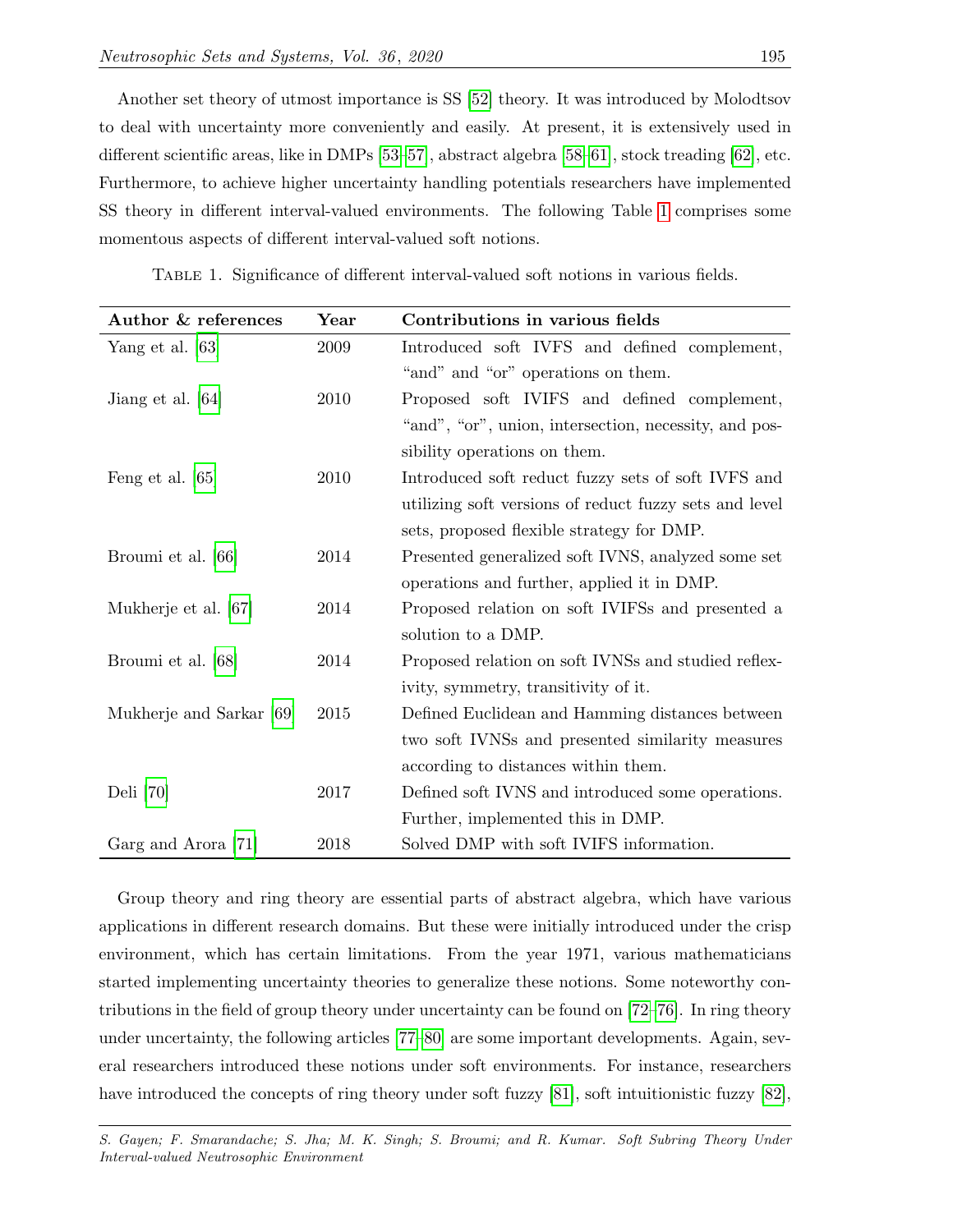Another set theory of utmost importance is SS [52] theory. It was introduced by Molodtsov to deal with uncertainty more conveniently and easily. At present, it is extensively used in different scientific areas, like in DMPs [53–57], abstract algebra [58–61], stock treading [62], etc. Furthermore, to achieve higher uncertainty handling potentials researchers have implemented SS theory in different interval-valued environments. The following Table 1 comprises some momentous aspects of different interval-valued soft notions.

Table 1. Significance of different interval-valued soft notions in various fields.

| **Author & references** | **Year** | **Contributions in various fields** |
| --- | --- | --- |
| Yang et al. [63] | 2009 | Introduced soft IVFS and defined complement, "and" and "or" operations on them. |
| Jiang et al. [64] | 2010 | Proposed soft IVIFS and defined complement, "and", "or", union, intersection, necessity, and possibility operations on them. |
| Feng et al. [65] | 2010 | Introduced soft reduct fuzzy sets of soft IVFS and utilizing soft versions of reduct fuzzy sets and level sets, proposed flexible strategy for DMP. |
| Broumi et al. [66] | 2014 | Presented generalized soft IVNS, analyzed some set operations and further, applied it in DMP. |
| Mukherje et al. [67] | 2014 | Proposed relation on soft IVIFSs and presented a solution to a DMP. |
| Broumi et al. [68] | 2014 | Proposed relation on soft IVNSs and studied reflexivity, symmetry, transitivity of it. |
| Mukherje and Sarkar [69] | 2015 | Defined Euclidean and Hamming distances between two soft IVNSs and presented similarity measures according to distances within them. |
| Deli [70] | 2017 | Defined soft IVNS and introduced some operations. Further, implemented this in DMP. |
| Garg and Arora [71] | 2018 | Solved DMP with soft IVIFS information. |

Group theory and ring theory are essential parts of abstract algebra, which have various applications in different research domains. But these were initially introduced under the crisp environment, which has certain limitations. From the year 1971, various mathematicians started implementing uncertainty theories to generalize these notions. Some noteworthy contributions in the field of group theory under uncertainty can be found on [72–76]. In ring theory under uncertainty, the following articles [77–80] are some important developments. Again, several researchers introduced these notions under soft environments. For instance, researchers have introduced the concepts of ring theory under soft fuzzy [81], soft intuitionistic fuzzy [82],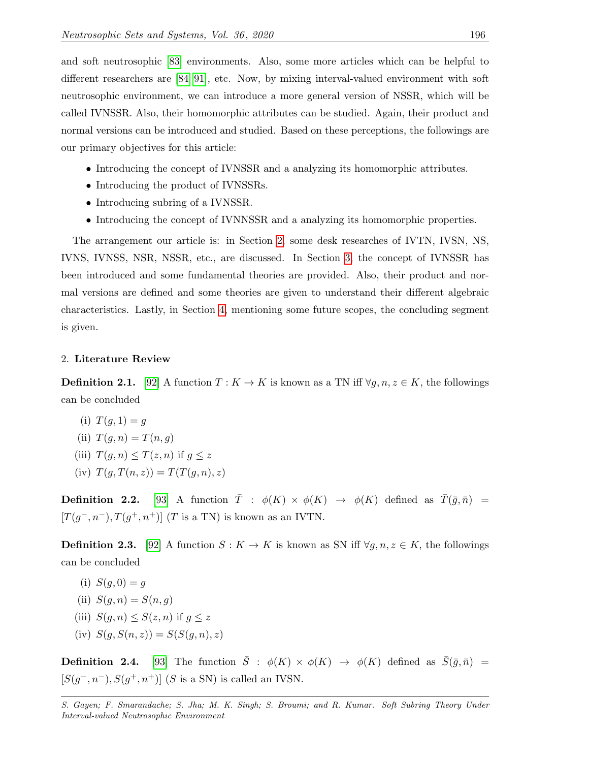and soft neutrosophic [83] environments. Also, some more articles which can be helpful to different researchers are [84–91], etc. Now, by mixing interval-valued environment with soft neutrosophic environment, we can introduce a more general version of NSSR, which will be called IVNSSR. Also, their homomorphic attributes can be studied. Again, their product and normal versions can be introduced and studied. Based on these perceptions, the followings are our primary objectives for this article:

- Introducing the concept of IVNSSR and a analyzing its homomorphic attributes.
- Introducing the product of IVNSSRs.
- Introducing subring of a IVNSSR.
- Introducing the concept of IVNNSSR and a analyzing its homomorphic properties.

The arrangement our article is: in Section 2, some desk researches of IVTN, IVSN, NS, IVNS, IVNSS, NSR, NSSR, etc., are discussed. In Section 3, the concept of IVNSSR has been introduced and some fundamental theories are provided. Also, their product and normal versions are defined and some theories are given to understand their different algebraic characteristics. Lastly, in Section 4, mentioning some future scopes, the concluding segment is given.

## 2. Literature Review

**Definition 2.1.** [92] A function $T : K \to K$ is known as a TN iff $\forall g, n, z \in K$, the followings can be concluded

(i) $T(g, 1) = g$

(ii) $T(g, n) = T(n, g)$

(iii) $T(g, n) \le T(z, n)$ if $g \le z$

(iv) $T(g, T(n, z)) = T(T(g, n), z)$

**Definition 2.2.** [93] A function $\bar{T} : \phi(K) \times \phi(K) \to \phi(K)$ defined as $\bar{T}(\bar{g}, \bar{n}) = [T(g^-, n^-), T(g^+, n^+)]$ ($T$ is a TN) is known as an IVTN.

**Definition 2.3.** [92] A function $S : K \to K$ is known as SN iff $\forall g, n, z \in K$, the followings can be concluded

(i) $S(g, 0) = g$

(ii) $S(g, n) = S(n, g)$

(iii) $S(g, n) \le S(z, n)$ if $g \le z$

(iv) $S(g, S(n, z)) = S(S(g, n), z)$

**Definition 2.4.** [93] The function $\bar{S} : \phi(K) \times \phi(K) \to \phi(K)$ defined as $\bar{S}(\bar{g}, \bar{n}) = [S(g^-, n^-), S(g^+, n^+)]$ ($S$ is a SN) is called an IVSN.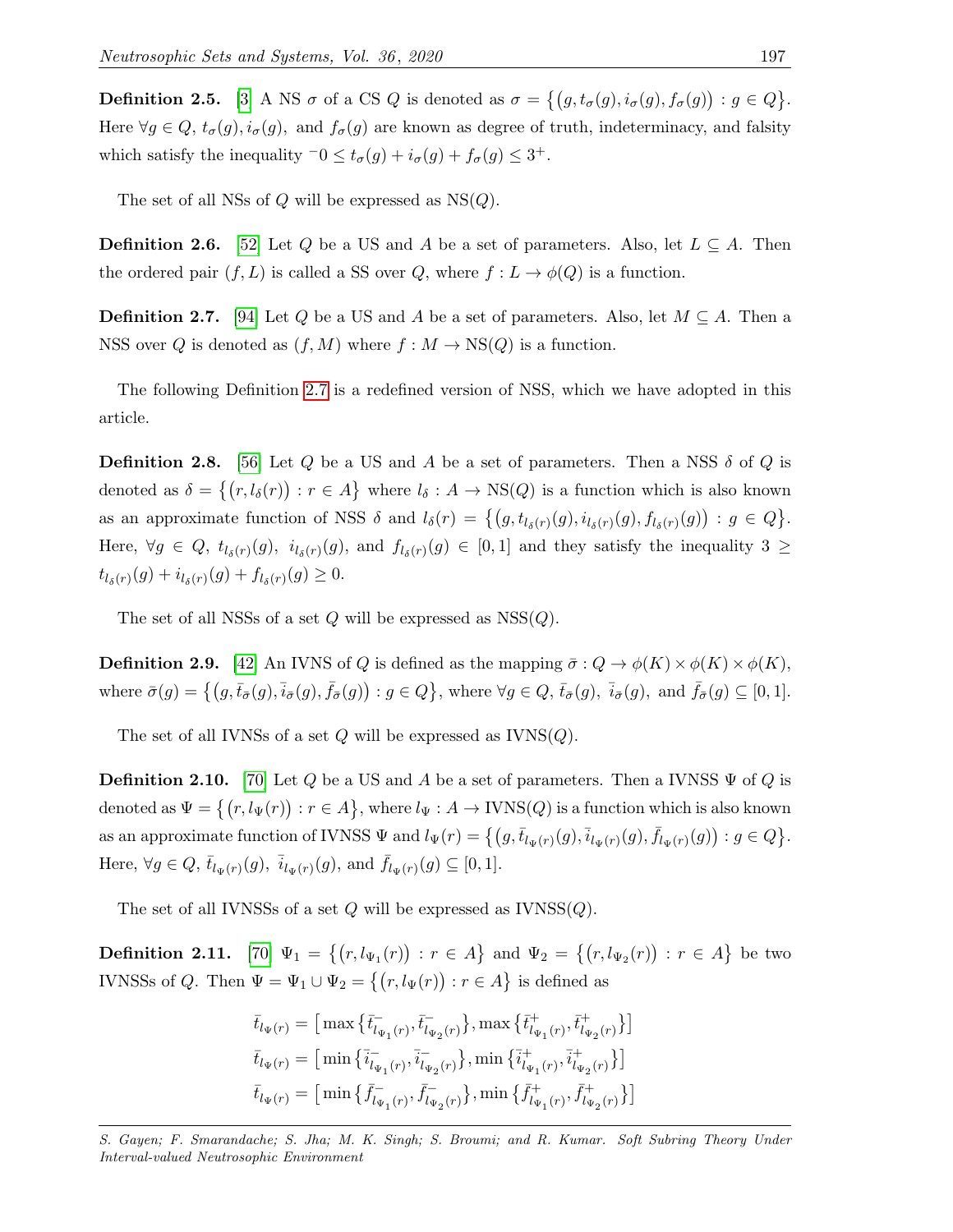**Definition 2.5.** [3] A NS $\sigma$ of a CS $Q$ is denoted as $\sigma = \{(g, t_\sigma(g), i_\sigma(g), f_\sigma(g)) : g \in Q\}$. Here $\forall g \in Q$, $t_\sigma(g), i_\sigma(g),$ and $f_\sigma(g)$ are known as degree of truth, indeterminacy, and falsity which satisfy the inequality $^-0 \leq t_\sigma(g) + i_\sigma(g) + f_\sigma(g) \leq 3^+$.

The set of all NSs of $Q$ will be expressed as NS($Q$).

**Definition 2.6.** [52] Let $Q$ be a US and $A$ be a set of parameters. Also, let $L \subseteq A$. Then the ordered pair $(f, L)$ is called a SS over $Q$, where $f : L \to \phi(Q)$ is a function.

**Definition 2.7.** [94] Let $Q$ be a US and $A$ be a set of parameters. Also, let $M \subseteq A$. Then a NSS over $Q$ is denoted as $(f, M)$ where $f : M \to \text{NS}(Q)$ is a function.

The following Definition 2.7 is a redefined version of NSS, which we have adopted in this article.

**Definition 2.8.** [56] Let $Q$ be a US and $A$ be a set of parameters. Then a NSS $\delta$ of $Q$ is denoted as $\delta = \{(r, l_\delta(r)) : r \in A\}$ where $l_\delta : A \to \text{NS}(Q)$ is a function which is also known as an approximate function of NSS $\delta$ and $l_\delta(r) = \{(g, t_{l_\delta(r)}(g), i_{l_\delta(r)}(g), f_{l_\delta(r)}(g)) : g \in Q\}$. Here, $\forall g \in Q$, $t_{l_\delta(r)}(g)$, $i_{l_\delta(r)}(g)$, and $f_{l_\delta(r)}(g) \in [0, 1]$ and they satisfy the inequality $3 \geq t_{l_\delta(r)}(g) + i_{l_\delta(r)}(g) + f_{l_\delta(r)}(g) \geq 0$.

The set of all NSSs of a set $Q$ will be expressed as NSS($Q$).

**Definition 2.9.** [42] An IVNS of $Q$ is defined as the mapping $\bar{\sigma} : Q \to \phi(K) \times \phi(K) \times \phi(K)$, where $\bar{\sigma}(g) = \{(g, \bar{t}_{\bar{\sigma}}(g), \bar{i}_{\bar{\sigma}}(g), \bar{f}_{\bar{\sigma}}(g)) : g \in Q\}$, where $\forall g \in Q$, $\bar{t}_{\bar{\sigma}}(g)$, $\bar{i}_{\bar{\sigma}}(g)$, and $\bar{f}_{\bar{\sigma}}(g) \subseteq [0, 1]$.

The set of all IVNSs of a set $Q$ will be expressed as IVNS($Q$).

**Definition 2.10.** [70] Let $Q$ be a US and $A$ be a set of parameters. Then a IVNSS $\Psi$ of $Q$ is denoted as $\Psi = \{(r, l_\Psi(r)) : r \in A\}$, where $l_\Psi : A \to \text{IVNS}(Q)$ is a function which is also known as an approximate function of IVNSS $\Psi$ and $l_\Psi(r) = \{(g, \bar{t}_{l_\Psi(r)}(g), \bar{i}_{l_\Psi(r)}(g), \bar{f}_{l_\Psi(r)}(g)) : g \in Q\}$. Here, $\forall g \in Q$, $\bar{t}_{l_\Psi(r)}(g)$, $\bar{i}_{l_\Psi(r)}(g)$, and $\bar{f}_{l_\Psi(r)}(g) \subseteq [0, 1]$.

The set of all IVNSSs of a set $Q$ will be expressed as IVNSS($Q$).

**Definition 2.11.** [70] $\Psi_1 = \{(r, l_{\Psi_1}(r)) : r \in A\}$ and $\Psi_2 = \{(r, l_{\Psi_2}(r)) : r \in A\}$ be two IVNSSs of $Q$. Then $\Psi = \Psi_1 \cup \Psi_2 = \{(r, l_\Psi(r)) : r \in A\}$ is defined as

$$\bar{t}_{l_\Psi(r)} = \left[\max\{\bar{t}^-_{l_{\Psi_1}(r)}, \bar{t}^-_{l_{\Psi_2}(r)}\}, \max\{\bar{t}^+_{l_{\Psi_1}(r)}, \bar{t}^+_{l_{\Psi_2}(r)}\}\right]$$

$$\bar{t}_{l_\Psi(r)} = \left[\min\{\bar{i}^-_{l_{\Psi_1}(r)}, \bar{i}^-_{l_{\Psi_2}(r)}\}, \min\{\bar{i}^+_{l_{\Psi_1}(r)}, \bar{i}^+_{l_{\Psi_2}(r)}\}\right]$$

$$\bar{t}_{l_\Psi(r)} = \left[\min\{\bar{f}^-_{l_{\Psi_1}(r)}, \bar{f}^-_{l_{\Psi_2}(r)}\}, \min\{\bar{f}^+_{l_{\Psi_1}(r)}, \bar{f}^+_{l_{\Psi_2}(r)}\}\right]$$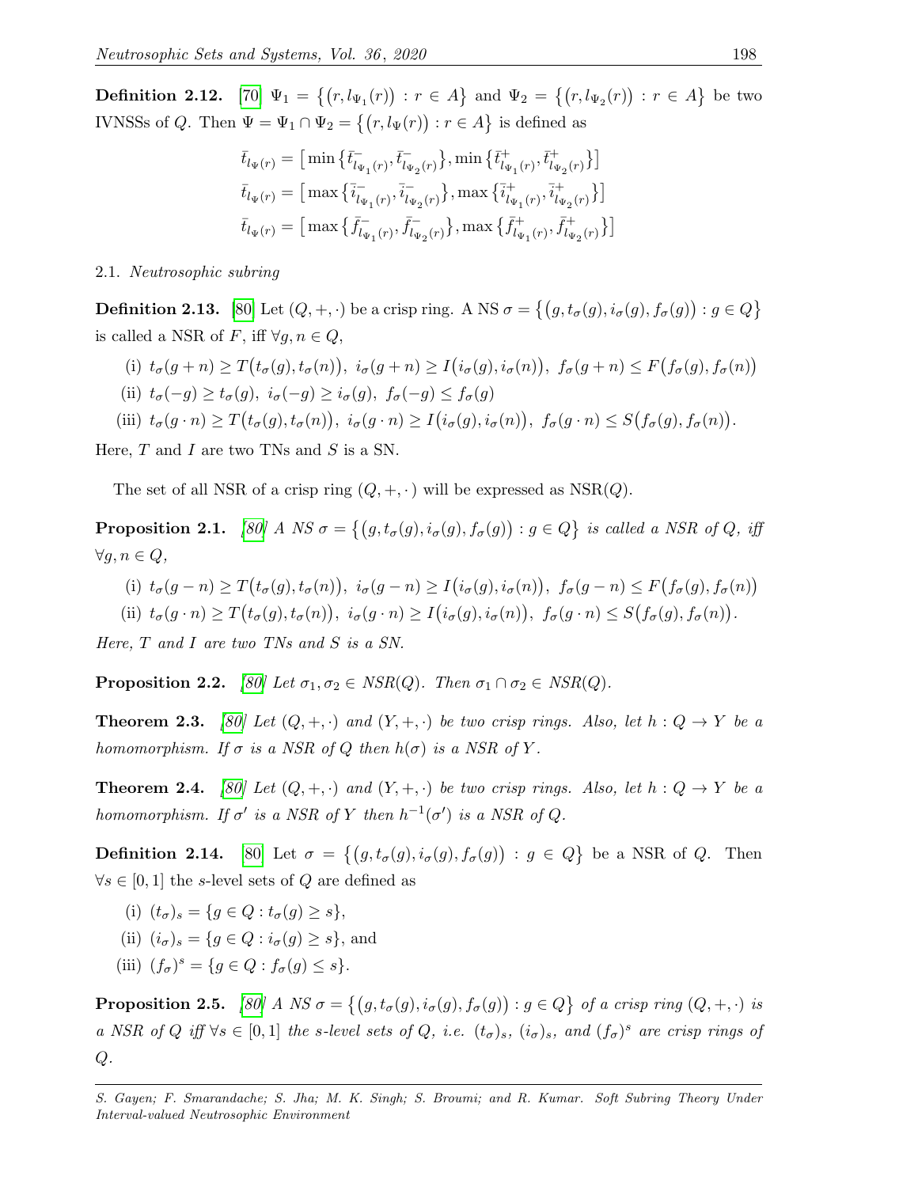**Definition 2.12.** [70] $\Psi_1 = \{(r, l_{\Psi_1}(r)) : r \in A\}$ and $\Psi_2 = \{(r, l_{\Psi_2}(r)) : r \in A\}$ be two IVNSSs of $Q$. Then $\Psi = \Psi_1 \cap \Psi_2 = \{(r, l_\Psi(r)) : r \in A\}$ is defined as

$$\bar{t}_{l_\Psi(r)} = \big[\min\{\bar{t}^-_{l_{\Psi_1}(r)}, \bar{t}^-_{l_{\Psi_2}(r)}\}, \min\{\bar{t}^+_{l_{\Psi_1}(r)}, \bar{t}^+_{l_{\Psi_2}(r)}\}\big]$$
$$\bar{t}_{l_\Psi(r)} = \big[\max\{\bar{i}^-_{l_{\Psi_1}(r)}, \bar{i}^-_{l_{\Psi_2}(r)}\}, \max\{\bar{i}^+_{l_{\Psi_1}(r)}, \bar{i}^+_{l_{\Psi_2}(r)}\}\big]$$
$$\bar{t}_{l_\Psi(r)} = \big[\max\{\bar{f}^-_{l_{\Psi_1}(r)}, \bar{f}^-_{l_{\Psi_2}(r)}\}, \max\{\bar{f}^+_{l_{\Psi_1}(r)}, \bar{f}^+_{l_{\Psi_2}(r)}\}\big]$$

## 2.1. *Neutrosophic subring*

**Definition 2.13.** [80] Let $(Q, +, \cdot)$ be a crisp ring. A NS $\sigma = \{(g, t_\sigma(g), i_\sigma(g), f_\sigma(g)) : g \in Q\}$ is called a NSR of $F$, iff $\forall g, n \in Q$,

(i) $t_\sigma(g+n) \geq T(t_\sigma(g), t_\sigma(n)),\ i_\sigma(g+n) \geq I(i_\sigma(g), i_\sigma(n)),\ f_\sigma(g+n) \leq F(f_\sigma(g), f_\sigma(n))$

(ii) $t_\sigma(-g) \geq t_\sigma(g),\ i_\sigma(-g) \geq i_\sigma(g),\ f_\sigma(-g) \leq f_\sigma(g)$

(iii) $t_\sigma(g \cdot n) \geq T(t_\sigma(g), t_\sigma(n)),\ i_\sigma(g \cdot n) \geq I(i_\sigma(g), i_\sigma(n)),\ f_\sigma(g \cdot n) \leq S(f_\sigma(g), f_\sigma(n))$.

Here, $T$ and $I$ are two TNs and $S$ is a SN.

The set of all NSR of a crisp ring $(Q, +, \cdot)$ will be expressed as NSR$(Q)$.

**Proposition 2.1.** *[80] A NS $\sigma = \{(g, t_\sigma(g), i_\sigma(g), f_\sigma(g)) : g \in Q\}$ is called a NSR of $Q$, iff $\forall g, n \in Q$,*

(i) $t_\sigma(g-n) \geq T(t_\sigma(g), t_\sigma(n)),\ i_\sigma(g-n) \geq I(i_\sigma(g), i_\sigma(n)),\ f_\sigma(g-n) \leq F(f_\sigma(g), f_\sigma(n))$

(ii) $t_\sigma(g \cdot n) \geq T(t_\sigma(g), t_\sigma(n)),\ i_\sigma(g \cdot n) \geq I(i_\sigma(g), i_\sigma(n)),\ f_\sigma(g \cdot n) \leq S(f_\sigma(g), f_\sigma(n))$.

*Here, $T$ and $I$ are two TNs and $S$ is a SN.*

**Proposition 2.2.** *[80] Let $\sigma_1, \sigma_2 \in NSR(Q)$. Then $\sigma_1 \cap \sigma_2 \in NSR(Q)$.*

**Theorem 2.3.** *[80] Let $(Q, +, \cdot)$ and $(Y, +, \cdot)$ be two crisp rings. Also, let $h : Q \to Y$ be a homomorphism. If $\sigma$ is a NSR of $Q$ then $h(\sigma)$ is a NSR of $Y$.*

**Theorem 2.4.** *[80] Let $(Q, +, \cdot)$ and $(Y, +, \cdot)$ be two crisp rings. Also, let $h : Q \to Y$ be a homomorphism. If $\sigma'$ is a NSR of $Y$ then $h^{-1}(\sigma')$ is a NSR of $Q$.*

**Definition 2.14.** [80] Let $\sigma = \{(g, t_\sigma(g), i_\sigma(g), f_\sigma(g)) : g \in Q\}$ be a NSR of $Q$. Then $\forall s \in [0, 1]$ the $s$-level sets of $Q$ are defined as

(i) $(t_\sigma)_s = \{g \in Q : t_\sigma(g) \geq s\}$,

(ii) $(i_\sigma)_s = \{g \in Q : i_\sigma(g) \geq s\}$, and

(iii) $(f_\sigma)^s = \{g \in Q : f_\sigma(g) \leq s\}$.

**Proposition 2.5.** *[80] A NS $\sigma = \{(g, t_\sigma(g), i_\sigma(g), f_\sigma(g)) : g \in Q\}$ of a crisp ring $(Q, +, \cdot)$ is a NSR of $Q$ iff $\forall s \in [0, 1]$ the $s$-level sets of $Q$, i.e. $(t_\sigma)_s$, $(i_\sigma)_s$, and $(f_\sigma)^s$ are crisp rings of $Q$.*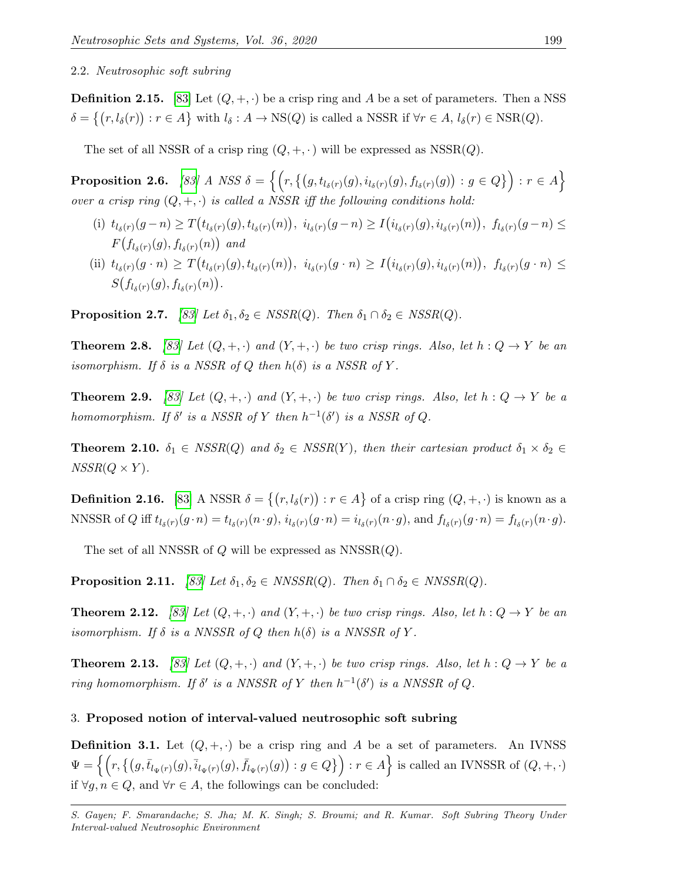### 2.2. *Neutrosophic soft subring*

**Definition 2.15.** [83] Let $(Q, +, \cdot)$ be a crisp ring and $A$ be a set of parameters. Then a NSS $\delta = \{(r, l_\delta(r)) : r \in A\}$ with $l_\delta : A \to \mathrm{NS}(Q)$ is called a NSSR if $\forall r \in A$, $l_\delta(r) \in \mathrm{NSR}(Q)$.

The set of all NSSR of a crisp ring $(Q, +, \cdot)$ will be expressed as $\mathrm{NSSR}(Q)$.

**Proposition 2.6.** *[83] A NSS $\delta = \Big\{\Big(r, \big\{\big(g, t_{l_\delta(r)}(g), i_{l_\delta(r)}(g), f_{l_\delta(r)}(g)\big) : g \in Q\big\}\Big) : r \in A\Big\}$ over a crisp ring $(Q, +, \cdot)$ is called a NSSR iff the following conditions hold:*

- (i) $t_{l_\delta(r)}(g - n) \geq T\big(t_{l_\delta(r)}(g), t_{l_\delta(r)}(n)\big)$, $i_{l_\delta(r)}(g - n) \geq I\big(i_{l_\delta(r)}(g), i_{l_\delta(r)}(n)\big)$, $f_{l_\delta(r)}(g - n) \leq F\big(f_{l_\delta(r)}(g), f_{l_\delta(r)}(n)\big)$ *and*
- (ii) $t_{l_\delta(r)}(g \cdot n) \geq T\big(t_{l_\delta(r)}(g), t_{l_\delta(r)}(n)\big)$, $i_{l_\delta(r)}(g \cdot n) \geq I\big(i_{l_\delta(r)}(g), i_{l_\delta(r)}(n)\big)$, $f_{l_\delta(r)}(g \cdot n) \leq S\big(f_{l_\delta(r)}(g), f_{l_\delta(r)}(n)\big)$.

**Proposition 2.7.** *[83] Let $\delta_1, \delta_2 \in NSSR(Q)$. Then $\delta_1 \cap \delta_2 \in NSSR(Q)$.*

**Theorem 2.8.** *[83] Let $(Q, +, \cdot)$ and $(Y, +, \cdot)$ be two crisp rings. Also, let $h : Q \to Y$ be an isomorphism. If $\delta$ is a NSSR of $Q$ then $h(\delta)$ is a NSSR of $Y$.*

**Theorem 2.9.** *[83] Let $(Q, +, \cdot)$ and $(Y, +, \cdot)$ be two crisp rings. Also, let $h : Q \to Y$ be a homomorphism. If $\delta'$ is a NSSR of $Y$ then $h^{-1}(\delta')$ is a NSSR of $Q$.*

**Theorem 2.10.** *$\delta_1 \in NSSR(Q)$ and $\delta_2 \in NSSR(Y)$, then their cartesian product $\delta_1 \times \delta_2 \in NSSR(Q \times Y)$.*

**Definition 2.16.** [83] A NSSR $\delta = \{(r, l_\delta(r)) : r \in A\}$ of a crisp ring $(Q, +, \cdot)$ is known as a NNSSR of $Q$ iff $t_{l_\delta(r)}(g \cdot n) = t_{l_\delta(r)}(n \cdot g)$, $i_{l_\delta(r)}(g \cdot n) = i_{l_\delta(r)}(n \cdot g)$, and $f_{l_\delta(r)}(g \cdot n) = f_{l_\delta(r)}(n \cdot g)$.

The set of all NNSSR of $Q$ will be expressed as $\mathrm{NNSSR}(Q)$.

**Proposition 2.11.** *[83] Let $\delta_1, \delta_2 \in NNSSR(Q)$. Then $\delta_1 \cap \delta_2 \in NNSSR(Q)$.*

**Theorem 2.12.** *[83] Let $(Q, +, \cdot)$ and $(Y, +, \cdot)$ be two crisp rings. Also, let $h : Q \to Y$ be an isomorphism. If $\delta$ is a NNSSR of $Q$ then $h(\delta)$ is a NNSSR of $Y$.*

**Theorem 2.13.** *[83] Let $(Q, +, \cdot)$ and $(Y, +, \cdot)$ be two crisp rings. Also, let $h : Q \to Y$ be a ring homomorphism. If $\delta'$ is a NNSSR of $Y$ then $h^{-1}(\delta')$ is a NNSSR of $Q$.*

## 3. **Proposed notion of interval-valued neutrosophic soft subring**

**Definition 3.1.** Let $(Q, +, \cdot)$ be a crisp ring and $A$ be a set of parameters. An IVNSS $\Psi = \Big\{\Big(r, \big\{\big(g, \bar{t}_{l_\Psi(r)}(g), \bar{i}_{l_\Psi(r)}(g), \bar{f}_{l_\Psi(r)}(g)\big) : g \in Q\big\}\Big) : r \in A\Big\}$ is called an IVNSSR of $(Q, +, \cdot)$ if $\forall g, n \in Q$, and $\forall r \in A$, the followings can be concluded: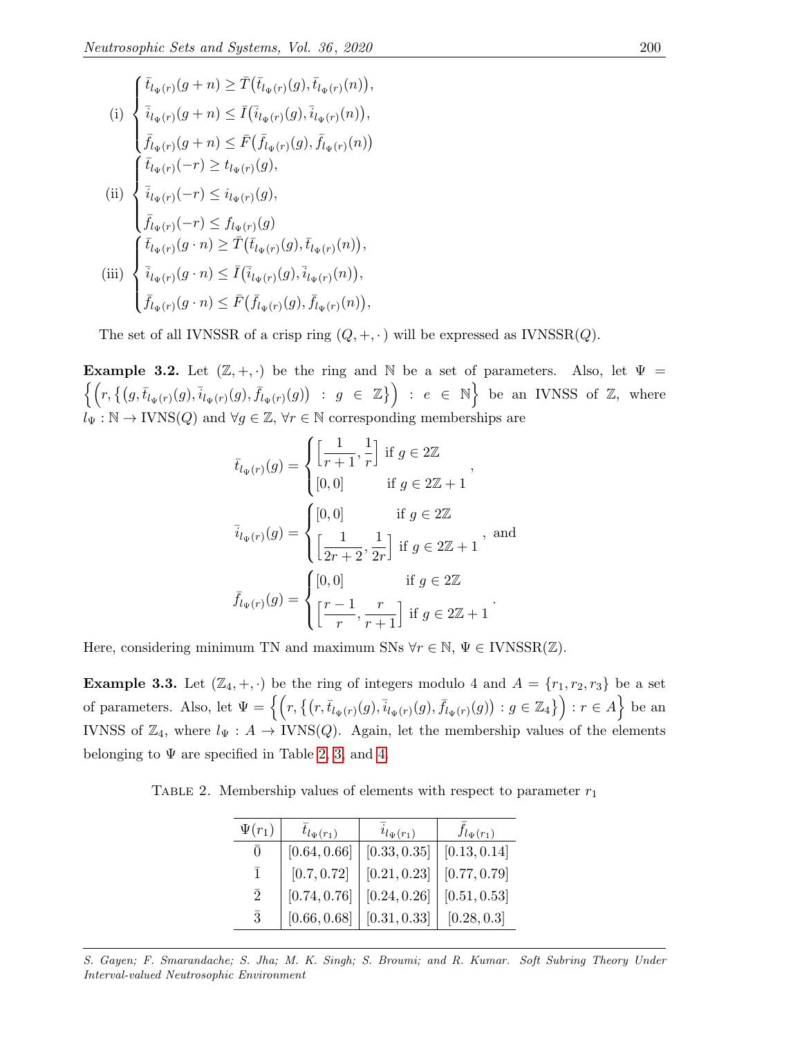$$
\text{(i)} \begin{cases} \bar{t}_{l_\Psi(r)}(g+n) \geq \bar{T}\big(\bar{t}_{l_\Psi(r)}(g), \bar{t}_{l_\Psi(r)}(n)\big), \\ \bar{i}_{l_\Psi(r)}(g+n) \leq \bar{I}\big(\bar{i}_{l_\Psi(r)}(g), \bar{i}_{l_\Psi(r)}(n)\big), \\ \bar{f}_{l_\Psi(r)}(g+n) \leq \bar{F}\big(\bar{f}_{l_\Psi(r)}(g), \bar{f}_{l_\Psi(r)}(n)\big) \end{cases}
$$

$$
\text{(ii)} \begin{cases} \bar{t}_{l_\Psi(r)}(-r) \geq t_{l_\Psi(r)}(g), \\ \bar{i}_{l_\Psi(r)}(-r) \leq i_{l_\Psi(r)}(g), \\ \bar{f}_{l_\Psi(r)}(-r) \leq f_{l_\Psi(r)}(g) \end{cases}
$$

$$
\text{(iii)} \begin{cases} \bar{t}_{l_\Psi(r)}(g \cdot n) \geq \bar{T}\big(\bar{t}_{l_\Psi(r)}(g), \bar{t}_{l_\Psi(r)}(n)\big), \\ \bar{i}_{l_\Psi(r)}(g \cdot n) \leq \bar{I}\big(\bar{i}_{l_\Psi(r)}(g), \bar{i}_{l_\Psi(r)}(n)\big), \\ \bar{f}_{l_\Psi(r)}(g \cdot n) \leq \bar{F}\big(\bar{f}_{l_\Psi(r)}(g), \bar{f}_{l_\Psi(r)}(n)\big), \end{cases}
$$

The set of all IVNSSR of a crisp ring $(Q, +, \cdot)$ will be expressed as IVNSSR$(Q)$.

**Example 3.2.** Let $(\mathbb{Z}, +, \cdot)$ be the ring and $\mathbb{N}$ be a set of parameters. Also, let $\Psi = \Big\{\Big(r, \big\{\big(g, \bar{t}_{l_\Psi(r)}(g), \bar{i}_{l_\Psi(r)}(g), \bar{f}_{l_\Psi(r)}(g)\big) \;:\; g \in \mathbb{Z}\big\}\Big) \;:\; e \in \mathbb{N}\Big\}$ be an IVNSS of $\mathbb{Z}$, where $l_\Psi : \mathbb{N} \to$ IVNS$(Q)$ and $\forall g \in \mathbb{Z}$, $\forall r \in \mathbb{N}$ corresponding memberships are

$$
\bar{t}_{l_\Psi(r)}(g) = \begin{cases} \Big[\dfrac{1}{r+1}, \dfrac{1}{r}\Big] & \text{if } g \in 2\mathbb{Z} \\ [0, 0] & \text{if } g \in 2\mathbb{Z}+1 \end{cases},
$$

$$
\bar{i}_{l_\Psi(r)}(g) = \begin{cases} [0, 0] & \text{if } g \in 2\mathbb{Z} \\ \Big[\dfrac{1}{2r+2}, \dfrac{1}{2r}\Big] & \text{if } g \in 2\mathbb{Z}+1 \end{cases}, \text{ and}
$$

$$
\bar{f}_{l_\Psi(r)}(g) = \begin{cases} [0, 0] & \text{if } g \in 2\mathbb{Z} \\ \Big[\dfrac{r-1}{r}, \dfrac{r}{r+1}\Big] & \text{if } g \in 2\mathbb{Z}+1 \end{cases}.
$$

Here, considering minimum TN and maximum SNs $\forall r \in \mathbb{N}$, $\Psi \in$ IVNSSR$(\mathbb{Z})$.

**Example 3.3.** Let $(\mathbb{Z}_4, +, \cdot)$ be the ring of integers modulo 4 and $A = \{r_1, r_2, r_3\}$ be a set of parameters. Also, let $\Psi = \Big\{\Big(r, \big\{\big(r, \bar{t}_{l_\Psi(r)}(g), \bar{i}_{l_\Psi(r)}(g), \bar{f}_{l_\Psi(r)}(g)\big) : g \in \mathbb{Z}_4\big\}\Big) : r \in A\Big\}$ be an IVNSS of $\mathbb{Z}_4$, where $l_\Psi : A \to$ IVNS$(Q)$. Again, let the membership values of the elements belonging to $\Psi$ are specified in Table 2, 3, and 4.

TABLE 2. Membership values of elements with respect to parameter $r_1$

| $\Psi(r_1)$ | $\bar{t}_{l_\Psi(r_1)}$ | $\bar{i}_{l_\Psi(r_1)}$ | $\bar{f}_{l_\Psi(r_1)}$ |
|---|---|---|---|
| $\bar{0}$ | $[0.64, 0.66]$ | $[0.33, 0.35]$ | $[0.13, 0.14]$ |
| $\bar{1}$ | $[0.7, 0.72]$ | $[0.21, 0.23]$ | $[0.77, 0.79]$ |
| $\bar{2}$ | $[0.74, 0.76]$ | $[0.24, 0.26]$ | $[0.51, 0.53]$ |
| $\bar{3}$ | $[0.66, 0.68]$ | $[0.31, 0.33]$ | $[0.28, 0.3]$ |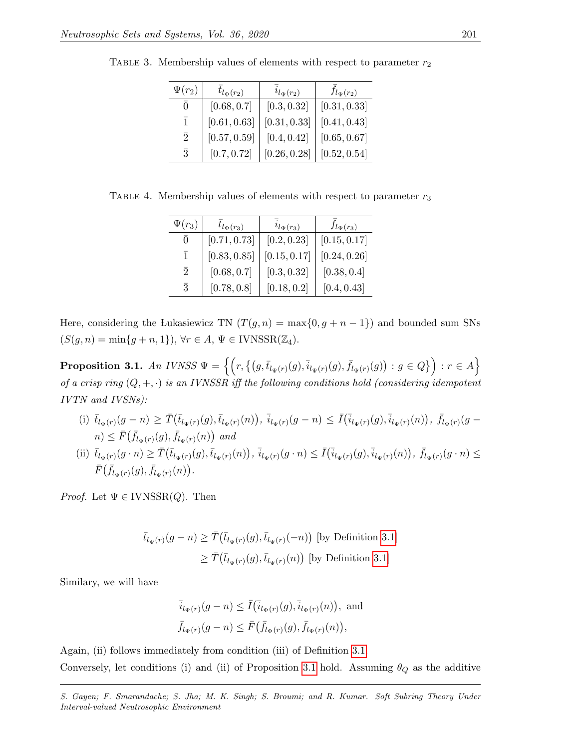TABLE 3. Membership values of elements with respect to parameter $r_2$

| $\Psi(r_2)$ | $\bar{t}_{l_\Psi(r_2)}$ | $\bar{i}_{l_\Psi(r_2)}$ | $\bar{f}_{l_\Psi(r_2)}$ |
|---|---|---|---|
| $\bar{0}$ | $[0.68, 0.7]$ | $[0.3, 0.32]$ | $[0.31, 0.33]$ |
| $\bar{1}$ | $[0.61, 0.63]$ | $[0.31, 0.33]$ | $[0.41, 0.43]$ |
| $\bar{2}$ | $[0.57, 0.59]$ | $[0.4, 0.42]$ | $[0.65, 0.67]$ |
| $\bar{3}$ | $[0.7, 0.72]$ | $[0.26, 0.28]$ | $[0.52, 0.54]$ |

TABLE 4. Membership values of elements with respect to parameter $r_3$

| $\Psi(r_3)$ | $\bar{t}_{l_\Psi(r_3)}$ | $\bar{i}_{l_\Psi(r_3)}$ | $\bar{f}_{l_\Psi(r_3)}$ |
|---|---|---|---|
| $\bar{0}$ | $[0.71, 0.73]$ | $[0.2, 0.23]$ | $[0.15, 0.17]$ |
| $\bar{1}$ | $[0.83, 0.85]$ | $[0.15, 0.17]$ | $[0.24, 0.26]$ |
| $\bar{2}$ | $[0.68, 0.7]$ | $[0.3, 0.32]$ | $[0.38, 0.4]$ |
| $\bar{3}$ | $[0.78, 0.8]$ | $[0.18, 0.2]$ | $[0.4, 0.43]$ |

Here, considering the Łukasiewicz TN ($T(g, n) = \max\{0, g + n - 1\}$) and bounded sum SNs ($S(g, n) = \min\{g + n, 1\}$), $\forall r \in A$, $\Psi \in \text{IVNSSR}(\mathbb{Z}_4)$.

**Proposition 3.1.** *An IVNSS* $\Psi = \Big\{\Big(r, \big\{\big(g, \bar{t}_{l_\Psi(r)}(g), \bar{i}_{l_\Psi(r)}(g), \bar{f}_{l_\Psi(r)}(g)\big) : g \in Q\big\}\Big) : r \in A\Big\}$ *of a crisp ring* $(Q, +, \cdot)$ *is an IVNSSR iff the following conditions hold (considering idempotent IVTN and IVSNs):*

(i) $\bar{t}_{l_\Psi(r)}(g - n) \geq \bar{T}\big(\bar{t}_{l_\Psi(r)}(g), \bar{t}_{l_\Psi(r)}(n)\big)$, $\bar{i}_{l_\Psi(r)}(g - n) \leq \bar{I}\big(\bar{i}_{l_\Psi(r)}(g), \bar{i}_{l_\Psi(r)}(n)\big)$, $\bar{f}_{l_\Psi(r)}(g - n) \leq \bar{F}\big(\bar{f}_{l_\Psi(r)}(g), \bar{f}_{l_\Psi(r)}(n)\big)$ *and*

(ii) $\bar{t}_{l_\Psi(r)}(g \cdot n) \geq \bar{T}\big(\bar{t}_{l_\Psi(r)}(g), \bar{t}_{l_\Psi(r)}(n)\big)$, $\bar{i}_{l_\Psi(r)}(g \cdot n) \leq \bar{I}\big(\bar{i}_{l_\Psi(r)}(g), \bar{i}_{l_\Psi(r)}(n)\big)$, $\bar{f}_{l_\Psi(r)}(g \cdot n) \leq \bar{F}\big(\bar{f}_{l_\Psi(r)}(g), \bar{f}_{l_\Psi(r)}(n)\big)$.

*Proof.* Let $\Psi \in \text{IVNSSR}(Q)$. Then

$$\begin{aligned}\bar{t}_{l_\Psi(r)}(g - n) &\geq \bar{T}\big(\bar{t}_{l_\Psi(r)}(g), \bar{t}_{l_\Psi(r)}(-n)\big) \text{ [by Definition 3.1]}\\ &\geq \bar{T}\big(\bar{t}_{l_\Psi(r)}(g), \bar{t}_{l_\Psi(r)}(n)\big) \text{ [by Definition 3.1]}\end{aligned}$$

Similary, we will have

$$\bar{i}_{l_\Psi(r)}(g - n) \leq \bar{I}\big(\bar{i}_{l_\Psi(r)}(g), \bar{i}_{l_\Psi(r)}(n)\big), \text{ and}$$
$$\bar{f}_{l_\Psi(r)}(g - n) \leq \bar{F}\big(\bar{f}_{l_\Psi(r)}(g), \bar{f}_{l_\Psi(r)}(n)\big),$$

Again, (ii) follows immediately from condition (iii) of Definition 3.1.

Conversely, let conditions (i) and (ii) of Proposition 3.1 hold. Assuming $\theta_Q$ as the additive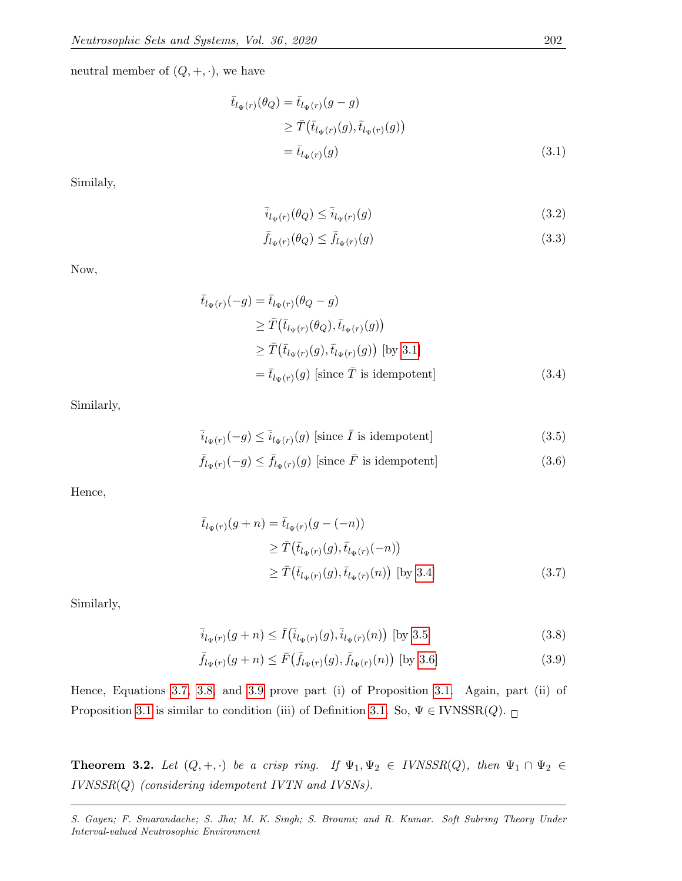neutral member of $(Q, +, \cdot)$, we have

$$\begin{aligned}
\bar{t}_{l_{\Psi}(r)}(\theta_Q) &= \bar{t}_{l_{\Psi}(r)}(g - g) \\
&\geq \bar{T}\big(\bar{t}_{l_{\Psi}(r)}(g), \bar{t}_{l_{\Psi}(r)}(g)\big) \\
&= \bar{t}_{l_{\Psi}(r)}(g) \qquad (3.1)
\end{aligned}$$

Similaly,

$$\bar{i}_{l_{\Psi}(r)}(\theta_Q) \leq \bar{i}_{l_{\Psi}(r)}(g) \qquad (3.2)$$

$$\bar{f}_{l_{\Psi}(r)}(\theta_Q) \leq \bar{f}_{l_{\Psi}(r)}(g) \qquad (3.3)$$

Now,

$$\begin{aligned}
\bar{t}_{l_{\Psi}(r)}(-g) &= \bar{t}_{l_{\Psi}(r)}(\theta_Q - g) \\
&\geq \bar{T}\big(\bar{t}_{l_{\Psi}(r)}(\theta_Q), \bar{t}_{l_{\Psi}(r)}(g)\big) \\
&\geq \bar{T}\big(\bar{t}_{l_{\Psi}(r)}(g), \bar{t}_{l_{\Psi}(r)}(g)\big) \text{ [by 3.1]} \\
&= \bar{t}_{l_{\Psi}(r)}(g) \text{ [since } \bar{T} \text{ is idempotent]} \qquad (3.4)
\end{aligned}$$

Similarly,

$$\bar{i}_{l_{\Psi}(r)}(-g) \leq \bar{i}_{l_{\Psi}(r)}(g) \text{ [since } \bar{I} \text{ is idempotent]} \qquad (3.5)$$

$$\bar{f}_{l_{\Psi}(r)}(-g) \leq \bar{f}_{l_{\Psi}(r)}(g) \text{ [since } \bar{F} \text{ is idempotent]} \qquad (3.6)$$

Hence,

$$\begin{aligned}
\bar{t}_{l_{\Psi}(r)}(g + n) &= \bar{t}_{l_{\Psi}(r)}(g - (-n)) \\
&\geq \bar{T}\big(\bar{t}_{l_{\Psi}(r)}(g), \bar{t}_{l_{\Psi}(r)}(-n)\big) \\
&\geq \bar{T}\big(\bar{t}_{l_{\Psi}(r)}(g), \bar{t}_{l_{\Psi}(r)}(n)\big) \text{ [by 3.4]} \qquad (3.7)
\end{aligned}$$

Similarly,

$$\bar{i}_{l_{\Psi}(r)}(g + n) \leq \bar{I}\big(\bar{i}_{l_{\Psi}(r)}(g), \bar{i}_{l_{\Psi}(r)}(n)\big) \text{ [by 3.5]} \qquad (3.8)$$

$$\bar{f}_{l_{\Psi}(r)}(g + n) \leq \bar{F}\big(\bar{f}_{l_{\Psi}(r)}(g), \bar{f}_{l_{\Psi}(r)}(n)\big) \text{ [by 3.6]} \qquad (3.9)$$

Hence, Equations 3.7, 3.8, and 3.9 prove part (i) of Proposition 3.1. Again, part (ii) of Proposition 3.1 is similar to condition (iii) of Definition 3.1. So, $\Psi \in$ IVNSSR$(Q)$. □

**Theorem 3.2.** *Let $(Q, +, \cdot)$ be a crisp ring. If $\Psi_1, \Psi_2 \in$ IVNSSR$(Q)$, then $\Psi_1 \cap \Psi_2 \in$ IVNSSR$(Q)$ (considering idempotent IVTN and IVSNs).*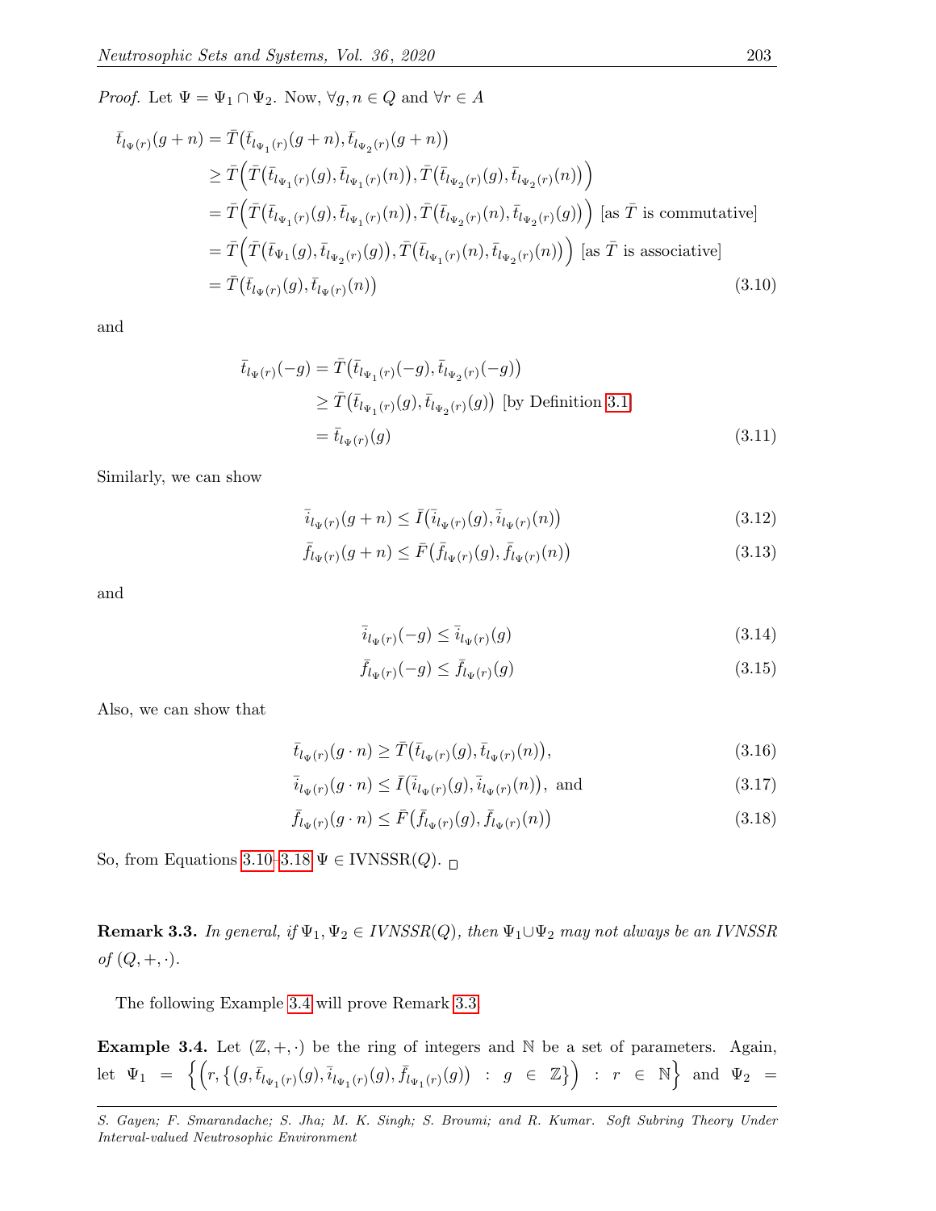*Proof.* Let $\Psi = \Psi_1 \cap \Psi_2$. Now, $\forall g, n \in Q$ and $\forall r \in A$

$$
\begin{aligned}
\bar{t}_{l_{\Psi(r)}}(g+n) &= \bar{T}\big(\bar{t}_{l_{\Psi_1(r)}}(g+n), \bar{t}_{l_{\Psi_2(r)}}(g+n)\big) \\
&\geq \bar{T}\Big(\bar{T}\big(\bar{t}_{l_{\Psi_1(r)}}(g), \bar{t}_{l_{\Psi_1(r)}}(n)\big), \bar{T}\big(\bar{t}_{l_{\Psi_2(r)}}(g), \bar{t}_{l_{\Psi_2(r)}}(n)\big)\Big) \\
&= \bar{T}\Big(\bar{T}\big(\bar{t}_{l_{\Psi_1(r)}}(g), \bar{t}_{l_{\Psi_1(r)}}(n)\big), \bar{T}\big(\bar{t}_{l_{\Psi_2(r)}}(n), \bar{t}_{l_{\Psi_2(r)}}(g)\big)\Big) \text{ [as } \bar{T} \text{ is commutative]} \\
&= \bar{T}\Big(\bar{T}\big(\bar{t}_{\Psi_1}(g), \bar{t}_{l_{\Psi_2(r)}}(g)\big), \bar{T}\big(\bar{t}_{l_{\Psi_1(r)}}(n), \bar{t}_{l_{\Psi_2(r)}}(n)\big)\Big) \text{ [as } \bar{T} \text{ is associative]} \\
&= \bar{T}\big(\bar{t}_{l_{\Psi(r)}}(g), \bar{t}_{l_{\Psi(r)}}(n)\big) \qquad (3.10)
\end{aligned}
$$

and

$$
\begin{aligned}
\bar{t}_{l_{\Psi(r)}}(-g) &= \bar{T}\big(\bar{t}_{l_{\Psi_1(r)}}(-g), \bar{t}_{l_{\Psi_2(r)}}(-g)\big) \\
&\geq \bar{T}\big(\bar{t}_{l_{\Psi_1(r)}}(g), \bar{t}_{l_{\Psi_2(r)}}(g)\big) \text{ [by Definition 3.1]} \\
&= \bar{t}_{l_{\Psi(r)}}(g) \qquad (3.11)
\end{aligned}
$$

Similarly, we can show

$$\bar{i}_{l_{\Psi(r)}}(g+n) \leq \bar{I}\big(\bar{i}_{l_{\Psi(r)}}(g), \bar{i}_{l_{\Psi(r)}}(n)\big) \qquad (3.12)$$

$$\bar{f}_{l_{\Psi(r)}}(g+n) \leq \bar{F}\big(\bar{f}_{l_{\Psi(r)}}(g), \bar{f}_{l_{\Psi(r)}}(n)\big) \qquad (3.13)$$

and

$$\bar{i}_{l_{\Psi(r)}}(-g) \leq \bar{i}_{l_{\Psi(r)}}(g) \qquad (3.14)$$

$$\bar{f}_{l_{\Psi(r)}}(-g) \leq \bar{f}_{l_{\Psi(r)}}(g) \qquad (3.15)$$

Also, we can show that

$$\bar{t}_{l_{\Psi(r)}}(g \cdot n) \geq \bar{T}\big(\bar{t}_{l_{\Psi(r)}}(g), \bar{t}_{l_{\Psi(r)}}(n)\big), \qquad (3.16)$$

$$\bar{i}_{l_{\Psi(r)}}(g \cdot n) \leq \bar{I}\big(\bar{i}_{l_{\Psi(r)}}(g), \bar{i}_{l_{\Psi(r)}}(n)\big), \text{ and} \qquad (3.17)$$

$$\bar{f}_{l_{\Psi(r)}}(g \cdot n) \leq \bar{F}\big(\bar{f}_{l_{\Psi(r)}}(g), \bar{f}_{l_{\Psi(r)}}(n)\big) \qquad (3.18)$$

So, from Equations 3.10-3.18 $\Psi \in \text{IVNSSR}(Q)$. □

**Remark 3.3.** *In general, if $\Psi_1, \Psi_2 \in IVNSSR(Q)$, then $\Psi_1 \cup \Psi_2$ may not always be an IVNSSR of $(Q, +, \cdot)$.*

The following Example 3.4 will prove Remark 3.3.

**Example 3.4.** Let $(\mathbb{Z}, +, \cdot)$ be the ring of integers and $\mathbb{N}$ be a set of parameters. Again, let $\Psi_1 = \Big\{\Big(r, \big\{\big(g, \bar{t}_{l_{\Psi_1(r)}}(g), \bar{i}_{l_{\Psi_1(r)}}(g), \bar{f}_{l_{\Psi_1(r)}}(g)\big) : g \in \mathbb{Z}\big\}\Big) : r \in \mathbb{N}\Big\}$ and $\Psi_2 =$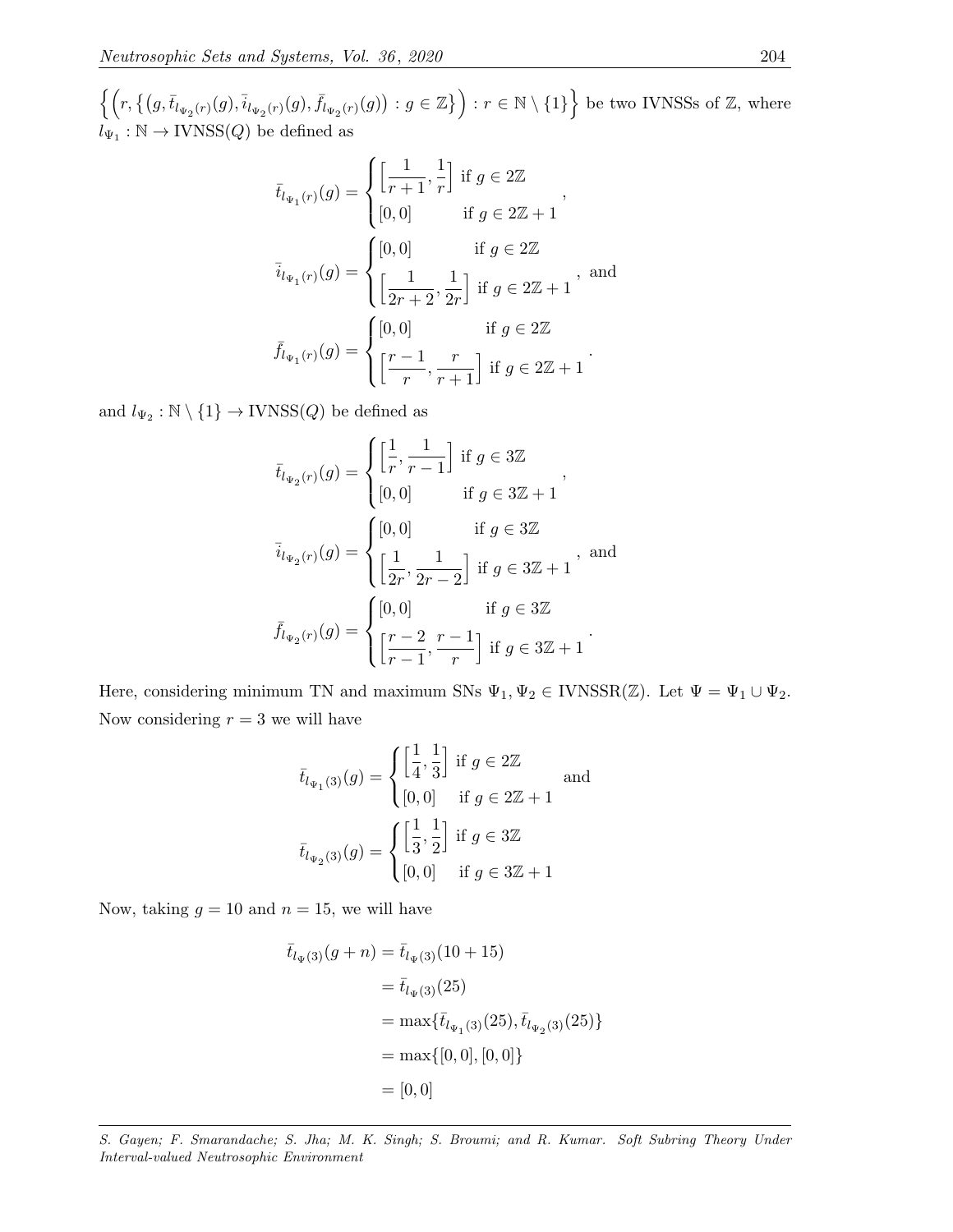$\left\{ \left( r, \left\{ \left( g, \bar{t}_{l_{\Psi_2}(r)}(g), \bar{i}_{l_{\Psi_2}(r)}(g), \bar{f}_{l_{\Psi_2}(r)}(g) \right) : g \in \mathbb{Z} \right\} \right) : r \in \mathbb{N} \setminus \{1\} \right\}$ be two IVNSSs of $\mathbb{Z}$, where $l_{\Psi_1} : \mathbb{N} \to \text{IVNSS}(Q)$ be defined as

$$\bar{t}_{l_{\Psi_1}(r)}(g) = \begin{cases} \left[\dfrac{1}{r+1}, \dfrac{1}{r}\right] & \text{if } g \in 2\mathbb{Z} \\ [0,0] & \text{if } g \in 2\mathbb{Z}+1 \end{cases},$$

$$\bar{i}_{l_{\Psi_1}(r)}(g) = \begin{cases} [0,0] & \text{if } g \in 2\mathbb{Z} \\ \left[\dfrac{1}{2r+2}, \dfrac{1}{2r}\right] & \text{if } g \in 2\mathbb{Z}+1 \end{cases}, \text{ and}$$

$$\bar{f}_{l_{\Psi_1}(r)}(g) = \begin{cases} [0,0] & \text{if } g \in 2\mathbb{Z} \\ \left[\dfrac{r-1}{r}, \dfrac{r}{r+1}\right] & \text{if } g \in 2\mathbb{Z}+1 \end{cases}.$$

and $l_{\Psi_2} : \mathbb{N} \setminus \{1\} \to \text{IVNSS}(Q)$ be defined as

$$\bar{t}_{l_{\Psi_2}(r)}(g) = \begin{cases} \left[\dfrac{1}{r}, \dfrac{1}{r-1}\right] & \text{if } g \in 3\mathbb{Z} \\ [0,0] & \text{if } g \in 3\mathbb{Z}+1 \end{cases},$$

$$\bar{i}_{l_{\Psi_2}(r)}(g) = \begin{cases} [0,0] & \text{if } g \in 3\mathbb{Z} \\ \left[\dfrac{1}{2r}, \dfrac{1}{2r-2}\right] & \text{if } g \in 3\mathbb{Z}+1 \end{cases}, \text{ and}$$

$$\bar{f}_{l_{\Psi_2}(r)}(g) = \begin{cases} [0,0] & \text{if } g \in 3\mathbb{Z} \\ \left[\dfrac{r-2}{r-1}, \dfrac{r-1}{r}\right] & \text{if } g \in 3\mathbb{Z}+1 \end{cases}.$$

Here, considering minimum TN and maximum SNs $\Psi_1, \Psi_2 \in \text{IVNSSR}(\mathbb{Z})$. Let $\Psi = \Psi_1 \cup \Psi_2$. Now considering $r = 3$ we will have

$$\bar{t}_{l_{\Psi_1}(3)}(g) = \begin{cases} \left[\dfrac{1}{4}, \dfrac{1}{3}\right] & \text{if } g \in 2\mathbb{Z} \\ [0,0] & \text{if } g \in 2\mathbb{Z}+1 \end{cases} \quad \text{and}$$

$$\bar{t}_{l_{\Psi_2}(3)}(g) = \begin{cases} \left[\dfrac{1}{3}, \dfrac{1}{2}\right] & \text{if } g \in 3\mathbb{Z} \\ [0,0] & \text{if } g \in 3\mathbb{Z}+1 \end{cases}$$

Now, taking $g = 10$ and $n = 15$, we will have

$$\begin{aligned} \bar{t}_{l_{\Psi}(3)}(g+n) &= \bar{t}_{l_{\Psi}(3)}(10+15) \\ &= \bar{t}_{l_{\Psi}(3)}(25) \\ &= \max\{\bar{t}_{l_{\Psi_1}(3)}(25), \bar{t}_{l_{\Psi_2}(3)}(25)\} \\ &= \max\{[0,0],[0,0]\} \\ &= [0,0] \end{aligned}$$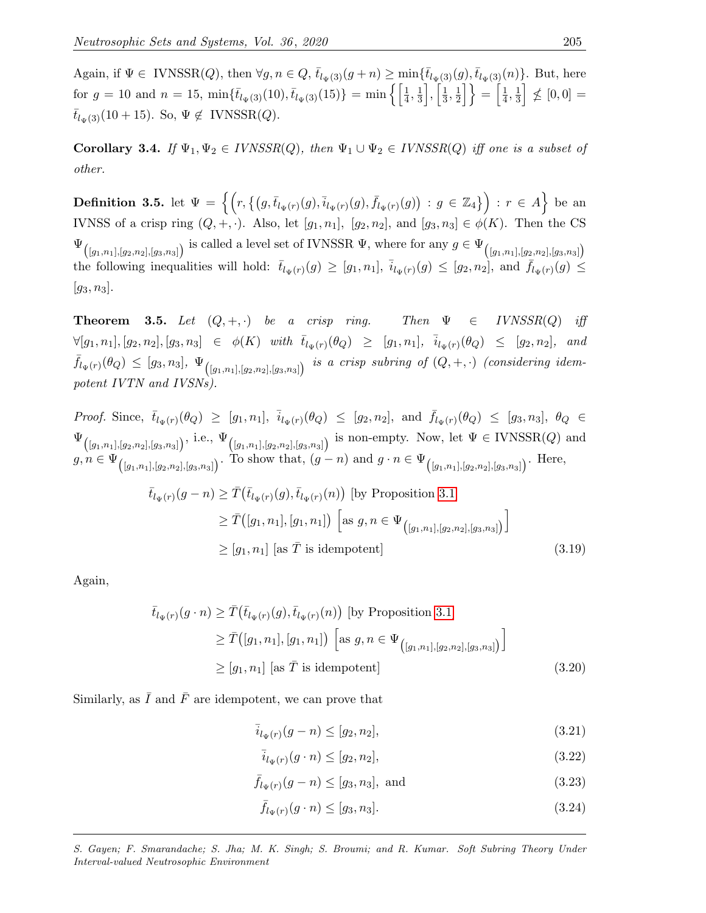Again, if $\Psi \in$ IVNSSR$(Q)$, then $\forall g, n \in Q$, $\bar{t}_{l_\Psi(3)}(g+n) \geq \min\{\bar{t}_{l_\Psi(3)}(g), \bar{t}_{l_\Psi(3)}(n)\}$. But, here for $g = 10$ and $n = 15$, $\min\{\bar{t}_{l_\Psi(3)}(10), \bar{t}_{l_\Psi(3)}(15)\} = \min\left\{\left[\frac{1}{4}, \frac{1}{3}\right], \left[\frac{1}{3}, \frac{1}{2}\right]\right\} = \left[\frac{1}{4}, \frac{1}{3}\right] \not\leq [0,0] = \bar{t}_{l_\Psi(3)}(10+15)$. So, $\Psi \notin$ IVNSSR$(Q)$.

**Corollary 3.4.** *If $\Psi_1, \Psi_2 \in IVNSSR(Q)$, then $\Psi_1 \cup \Psi_2 \in IVNSSR(Q)$ iff one is a subset of other.*

**Definition 3.5.** let $\Psi = \left\{\left(r, \left\{\left(g, \bar{t}_{l_\Psi(r)}(g), \bar{i}_{l_\Psi(r)}(g), \bar{f}_{l_\Psi(r)}(g)\right) : g \in \mathbb{Z}_4\right\}\right) : r \in A\right\}$ be an IVNSS of a crisp ring $(Q, +, \cdot)$. Also, let $[g_1, n_1]$, $[g_2, n_2]$, and $[g_3, n_3] \in \phi(K)$. Then the CS $\Psi_{\left([g_1,n_1],[g_2,n_2],[g_3,n_3]\right)}$ is called a level set of IVNSSR $\Psi$, where for any $g \in \Psi_{\left([g_1,n_1],[g_2,n_2],[g_3,n_3]\right)}$ the following inequalities will hold: $\bar{t}_{l_\Psi(r)}(g) \geq [g_1, n_1]$, $\bar{i}_{l_\Psi(r)}(g) \leq [g_2, n_2]$, and $\bar{f}_{l_\Psi(r)}(g) \leq [g_3, n_3]$.

**Theorem 3.5.** *Let $(Q, +, \cdot)$ be a crisp ring. Then $\Psi \in IVNSSR(Q)$ iff $\forall [g_1, n_1], [g_2, n_2], [g_3, n_3] \in \phi(K)$ with $\bar{t}_{l_\Psi(r)}(\theta_Q) \geq [g_1, n_1]$, $\bar{i}_{l_\Psi(r)}(\theta_Q) \leq [g_2, n_2]$, and $\bar{f}_{l_\Psi(r)}(\theta_Q) \leq [g_3, n_3]$, $\Psi_{\left([g_1,n_1],[g_2,n_2],[g_3,n_3]\right)}$ is a crisp subring of $(Q, +, \cdot)$ (considering idempotent IVTN and IVSNs).*

*Proof.* Since, $\bar{t}_{l_\Psi(r)}(\theta_Q) \geq [g_1, n_1]$, $\bar{i}_{l_\Psi(r)}(\theta_Q) \leq [g_2, n_2]$, and $\bar{f}_{l_\Psi(r)}(\theta_Q) \leq [g_3, n_3]$, $\theta_Q \in \Psi_{\left([g_1,n_1],[g_2,n_2],[g_3,n_3]\right)}$, i.e., $\Psi_{\left([g_1,n_1],[g_2,n_2],[g_3,n_3]\right)}$ is non-empty. Now, let $\Psi \in$ IVNSSR$(Q)$ and $g, n \in \Psi_{\left([g_1,n_1],[g_2,n_2],[g_3,n_3]\right)}$. To show that, $(g - n)$ and $g \cdot n \in \Psi_{\left([g_1,n_1],[g_2,n_2],[g_3,n_3]\right)}$. Here,

$$\begin{aligned}
\bar{t}_{l_\Psi(r)}(g-n) &\geq \bar{T}\left(\bar{t}_{l_\Psi(r)}(g), \bar{t}_{l_\Psi(r)}(n)\right) \text{ [by Proposition 3.1]} \\
&\geq \bar{T}\left([g_1, n_1], [g_1, n_1]\right) \left[\text{as } g, n \in \Psi_{\left([g_1,n_1],[g_2,n_2],[g_3,n_3]\right)}\right] \\
&\geq [g_1, n_1] \text{ [as } \bar{T} \text{ is idempotent]}
\end{aligned} \tag{3.19}$$

Again,

$$\begin{aligned}
\bar{t}_{l_\Psi(r)}(g \cdot n) &\geq \bar{T}\left(\bar{t}_{l_\Psi(r)}(g), \bar{t}_{l_\Psi(r)}(n)\right) \text{ [by Proposition 3.1]} \\
&\geq \bar{T}\left([g_1, n_1], [g_1, n_1]\right) \left[\text{as } g, n \in \Psi_{\left([g_1,n_1],[g_2,n_2],[g_3,n_3]\right)}\right] \\
&\geq [g_1, n_1] \text{ [as } \bar{T} \text{ is idempotent]}
\end{aligned} \tag{3.20}$$

Similarly, as $\bar{I}$ and $\bar{F}$ are idempotent, we can prove that

$$\bar{i}_{l_\Psi(r)}(g-n) \leq [g_2, n_2], \tag{3.21}$$

$$\bar{i}_{l_\Psi(r)}(g \cdot n) \leq [g_2, n_2], \tag{3.22}$$

$$\bar{f}_{l_\Psi(r)}(g-n) \leq [g_3, n_3], \text{ and} \tag{3.23}$$

$$\bar{f}_{l_\Psi(r)}(g \cdot n) \leq [g_3, n_3]. \tag{3.24}$$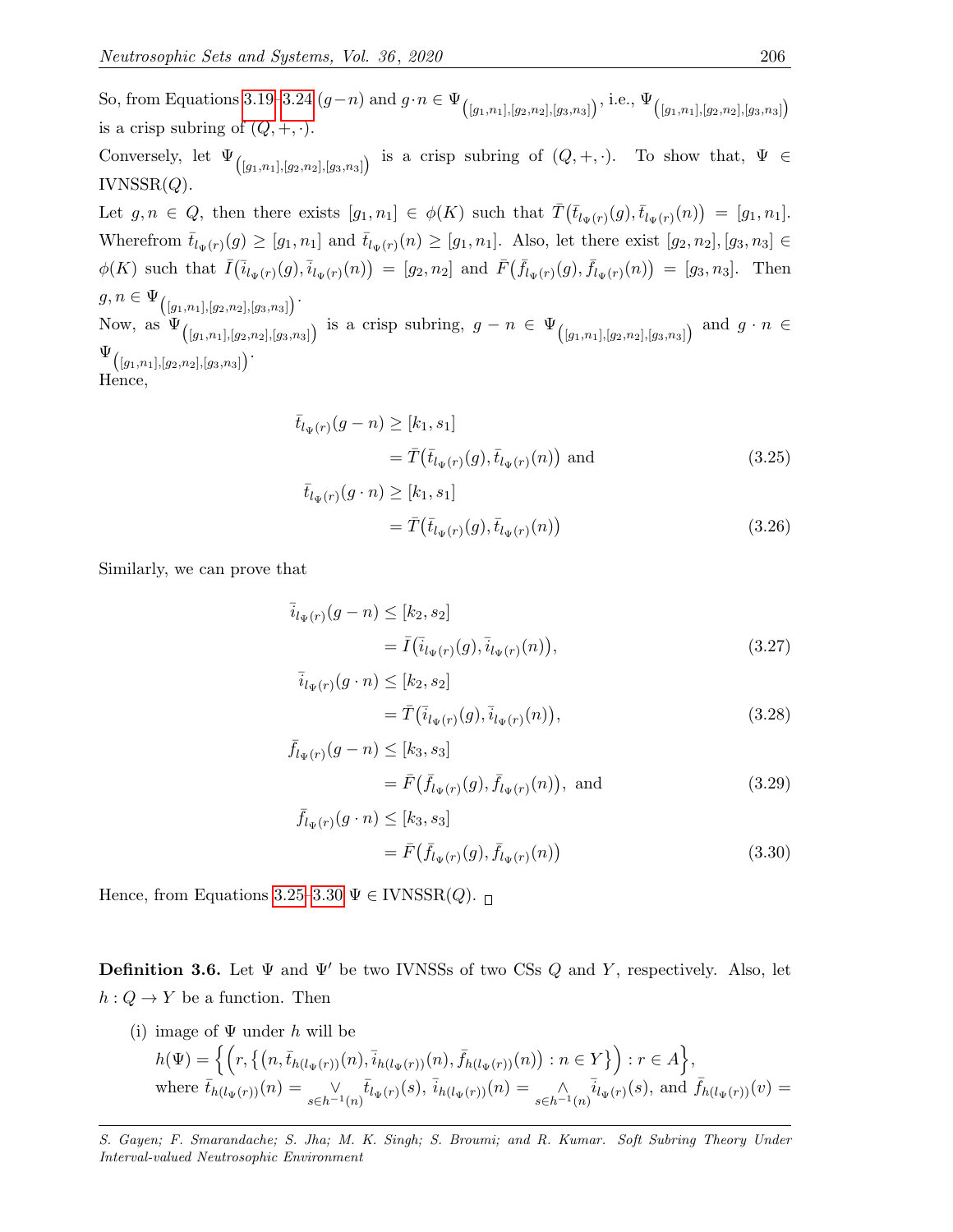So, from Equations 3.19–3.24 $(g-n)$ and $g\cdot n \in \Psi_{\left([g_1,n_1],[g_2,n_2],[g_3,n_3]\right)}$, i.e., $\Psi_{\left([g_1,n_1],[g_2,n_2],[g_3,n_3]\right)}$ is a crisp subring of $(Q,+,\cdot)$.

Conversely, let $\Psi_{\left([g_1,n_1],[g_2,n_2],[g_3,n_3]\right)}$ is a crisp subring of $(Q,+,\cdot)$. To show that, $\Psi \in$ IVNSSR$(Q)$.

Let $g,n \in Q$, then there exists $[g_1,n_1] \in \phi(K)$ such that $\bar{T}\big(\bar{t}_{l_\Psi(r)}(g), \bar{t}_{l_\Psi(r)}(n)\big) = [g_1,n_1]$. Wherefrom $\bar{t}_{l_\Psi(r)}(g) \geq [g_1,n_1]$ and $\bar{t}_{l_\Psi(r)}(n) \geq [g_1,n_1]$. Also, let there exist $[g_2,n_2],[g_3,n_3] \in \phi(K)$ such that $\bar{I}\big(\bar{i}_{l_\Psi(r)}(g), \bar{i}_{l_\Psi(r)}(n)\big) = [g_2,n_2]$ and $\bar{F}\big(\bar{f}_{l_\Psi(r)}(g), \bar{f}_{l_\Psi(r)}(n)\big) = [g_3,n_3]$. Then $g,n \in \Psi_{\left([g_1,n_1],[g_2,n_2],[g_3,n_3]\right)}$.

Now, as $\Psi_{\left([g_1,n_1],[g_2,n_2],[g_3,n_3]\right)}$ is a crisp subring, $g-n \in \Psi_{\left([g_1,n_1],[g_2,n_2],[g_3,n_3]\right)}$ and $g\cdot n \in \Psi_{\left([g_1,n_1],[g_2,n_2],[g_3,n_3]\right)}$.

Hence,

$$\begin{aligned}
\bar{t}_{l_\Psi(r)}(g-n) &\geq [k_1,s_1] \\
&= \bar{T}\big(\bar{t}_{l_\Psi(r)}(g), \bar{t}_{l_\Psi(r)}(n)\big) \text{ and} \qquad (3.25)\\
\bar{t}_{l_\Psi(r)}(g\cdot n) &\geq [k_1,s_1] \\
&= \bar{T}\big(\bar{t}_{l_\Psi(r)}(g), \bar{t}_{l_\Psi(r)}(n)\big) \qquad (3.26)
\end{aligned}$$

Similarly, we can prove that

$$\begin{aligned}
\bar{i}_{l_\Psi(r)}(g-n) &\leq [k_2,s_2] \\
&= \bar{I}\big(\bar{i}_{l_\Psi(r)}(g), \bar{i}_{l_\Psi(r)}(n)\big), \qquad (3.27)\\
\bar{i}_{l_\Psi(r)}(g\cdot n) &\leq [k_2,s_2] \\
&= \bar{T}\big(\bar{i}_{l_\Psi(r)}(g), \bar{i}_{l_\Psi(r)}(n)\big), \qquad (3.28)\\
\bar{f}_{l_\Psi(r)}(g-n) &\leq [k_3,s_3] \\
&= \bar{F}\big(\bar{f}_{l_\Psi(r)}(g), \bar{f}_{l_\Psi(r)}(n)\big), \text{ and} \qquad (3.29)\\
\bar{f}_{l_\Psi(r)}(g\cdot n) &\leq [k_3,s_3] \\
&= \bar{F}\big(\bar{f}_{l_\Psi(r)}(g), \bar{f}_{l_\Psi(r)}(n)\big) \qquad (3.30)
\end{aligned}$$

Hence, from Equations 3.25–3.30 $\Psi \in$ IVNSSR$(Q)$. □

**Definition 3.6.** Let $\Psi$ and $\Psi'$ be two IVNSSs of two CSs $Q$ and $Y$, respectively. Also, let $h: Q \to Y$ be a function. Then

(i) image of $\Psi$ under $h$ will be
$h(\Psi) = \Big\{\Big(r, \big\{\big(n, \bar{t}_{h(l_\Psi(r))}(n), \bar{i}_{h(l_\Psi(r))}(n), \bar{f}_{h(l_\Psi(r))}(n)\big) : n \in Y\big\}\Big) : r \in A\Big\}$,
where $\bar{t}_{h(l_\Psi(r))}(n) = \underset{s\in h^{-1}(n)}{\vee} \bar{t}_{l_\Psi(r)}(s)$, $\bar{i}_{h(l_\Psi(r))}(n) = \underset{s\in h^{-1}(n)}{\wedge} \bar{i}_{l_\Psi(r)}(s)$, and $\bar{f}_{h(l_\Psi(r))}(v) =$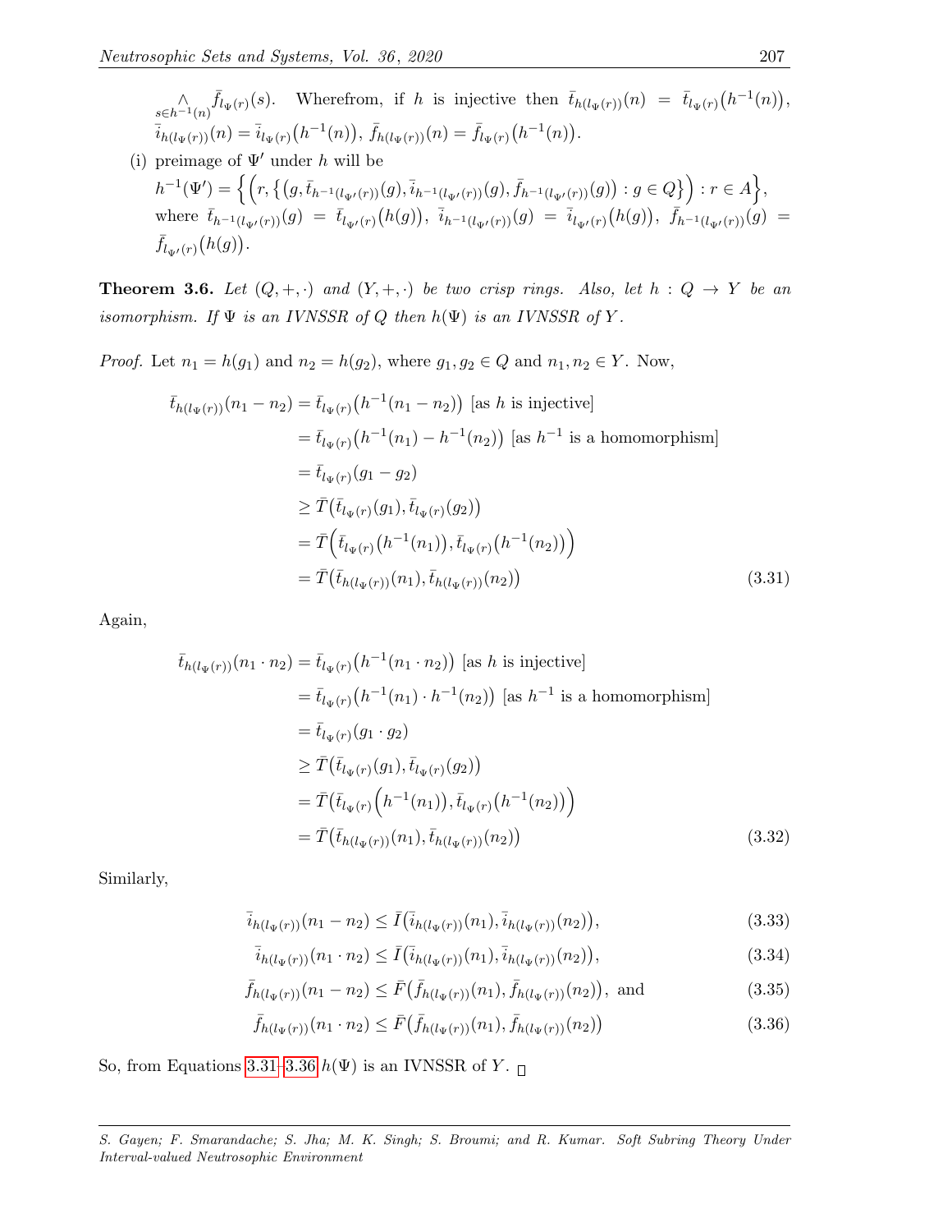$\underset{s\in h^{-1}(n)}{\wedge}\bar{f}_{l_\Psi(r)}(s)$. Wherefrom, if $h$ is injective then $\bar{t}_{h(l_\Psi(r))}(n) = \bar{t}_{l_\Psi(r)}\big(h^{-1}(n)\big)$, $\bar{i}_{h(l_\Psi(r))}(n) = \bar{i}_{l_\Psi(r)}\big(h^{-1}(n)\big)$, $\bar{f}_{h(l_\Psi(r))}(n) = \bar{f}_{l_\Psi(r)}\big(h^{-1}(n)\big)$.

(i) preimage of $\Psi'$ under $h$ will be
$h^{-1}(\Psi') = \Big\{\Big(r, \big\{\big(g, \bar{t}_{h^{-1}(l_{\Psi'}(r))}(g), \bar{i}_{h^{-1}(l_{\Psi'}(r))}(g), \bar{f}_{h^{-1}(l_{\Psi'}(r))}(g)\big) : g \in Q\big\}\Big) : r \in A\Big\}$,
where $\bar{t}_{h^{-1}(l_{\Psi'}(r))}(g) = \bar{t}_{l_{\Psi'}(r)}\big(h(g)\big)$, $\bar{i}_{h^{-1}(l_{\Psi'}(r))}(g) = \bar{i}_{l_{\Psi'}(r)}\big(h(g)\big)$, $\bar{f}_{h^{-1}(l_{\Psi'}(r))}(g) = \bar{f}_{l_{\Psi'}(r)}\big(h(g)\big)$.

**Theorem 3.6.** *Let $(Q, +, \cdot)$ and $(Y, +, \cdot)$ be two crisp rings. Also, let $h : Q \to Y$ be an isomorphism. If $\Psi$ is an IVNSSR of $Q$ then $h(\Psi)$ is an IVNSSR of $Y$.*

*Proof.* Let $n_1 = h(g_1)$ and $n_2 = h(g_2)$, where $g_1, g_2 \in Q$ and $n_1, n_2 \in Y$. Now,

$$\begin{aligned}
\bar{t}_{h(l_\Psi(r))}(n_1 - n_2) &= \bar{t}_{l_\Psi(r)}\big(h^{-1}(n_1 - n_2)\big) \text{ [as } h \text{ is injective]}\\
&= \bar{t}_{l_\Psi(r)}\big(h^{-1}(n_1) - h^{-1}(n_2)\big) \text{ [as } h^{-1} \text{ is a homomorphism]}\\
&= \bar{t}_{l_\Psi(r)}(g_1 - g_2)\\
&\geq \bar{T}\big(\bar{t}_{l_\Psi(r)}(g_1), \bar{t}_{l_\Psi(r)}(g_2)\big)\\
&= \bar{T}\Big(\bar{t}_{l_\Psi(r)}\big(h^{-1}(n_1)\big), \bar{t}_{l_\Psi(r)}\big(h^{-1}(n_2)\big)\Big)\\
&= \bar{T}\big(\bar{t}_{h(l_\Psi(r))}(n_1), \bar{t}_{h(l_\Psi(r))}(n_2)\big)
\end{aligned} \tag{3.31}$$

Again,

$$\begin{aligned}
\bar{t}_{h(l_\Psi(r))}(n_1 \cdot n_2) &= \bar{t}_{l_\Psi(r)}\big(h^{-1}(n_1 \cdot n_2)\big) \text{ [as } h \text{ is injective]}\\
&= \bar{t}_{l_\Psi(r)}\big(h^{-1}(n_1) \cdot h^{-1}(n_2)\big) \text{ [as } h^{-1} \text{ is a homomorphism]}\\
&= \bar{t}_{l_\Psi(r)}(g_1 \cdot g_2)\\
&\geq \bar{T}\big(\bar{t}_{l_\Psi(r)}(g_1), \bar{t}_{l_\Psi(r)}(g_2)\big)\\
&= \bar{T}\Big(\bar{t}_{l_\Psi(r)}\Big(h^{-1}(n_1)\Big), \bar{t}_{l_\Psi(r)}\big(h^{-1}(n_2)\big)\Big)\\
&= \bar{T}\big(\bar{t}_{h(l_\Psi(r))}(n_1), \bar{t}_{h(l_\Psi(r))}(n_2)\big)
\end{aligned} \tag{3.32}$$

Similarly,

$$\bar{i}_{h(l_\Psi(r))}(n_1 - n_2) \leq \bar{I}\big(\bar{i}_{h(l_\Psi(r))}(n_1), \bar{i}_{h(l_\Psi(r))}(n_2)\big), \tag{3.33}$$

$$\bar{i}_{h(l_\Psi(r))}(n_1 \cdot n_2) \leq \bar{I}\big(\bar{i}_{h(l_\Psi(r))}(n_1), \bar{i}_{h(l_\Psi(r))}(n_2)\big), \tag{3.34}$$

$$\bar{f}_{h(l_\Psi(r))}(n_1 - n_2) \leq \bar{F}\big(\bar{f}_{h(l_\Psi(r))}(n_1), \bar{f}_{h(l_\Psi(r))}(n_2)\big), \text{ and} \tag{3.35}$$

$$\bar{f}_{h(l_\Psi(r))}(n_1 \cdot n_2) \leq \bar{F}\big(\bar{f}_{h(l_\Psi(r))}(n_1), \bar{f}_{h(l_\Psi(r))}(n_2)\big) \tag{3.36}$$

So, from Equations 3.31–3.36 $h(\Psi)$ is an IVNSSR of $Y$. □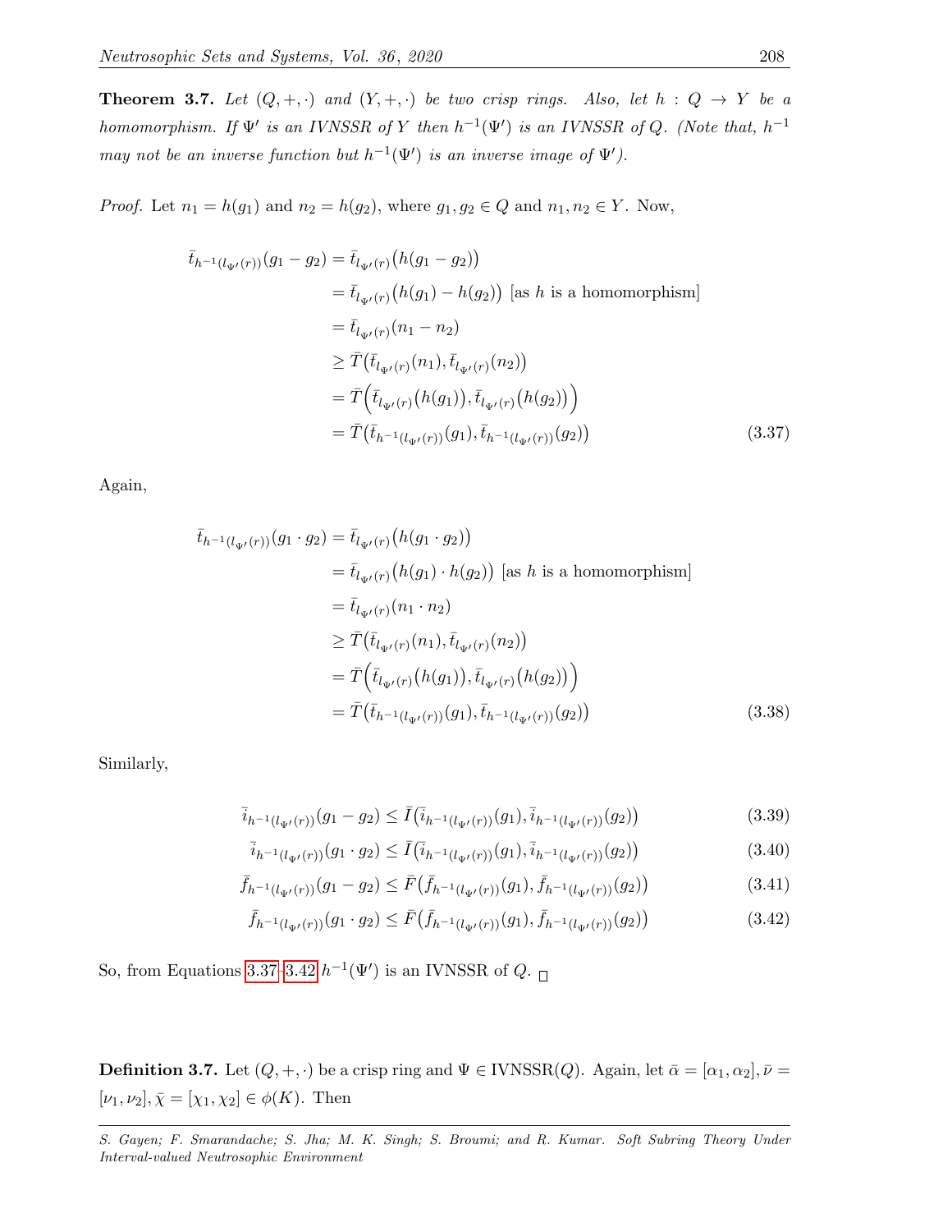**Theorem 3.7.** *Let $(Q, +, \cdot)$ and $(Y, +, \cdot)$ be two crisp rings. Also, let $h : Q \to Y$ be a homomorphism. If $\Psi'$ is an IVNSSR of $Y$ then $h^{-1}(\Psi')$ is an IVNSSR of $Q$. (Note that, $h^{-1}$ may not be an inverse function but $h^{-1}(\Psi')$ is an inverse image of $\Psi'$).*

*Proof.* Let $n_1 = h(g_1)$ and $n_2 = h(g_2)$, where $g_1, g_2 \in Q$ and $n_1, n_2 \in Y$. Now,

$$\begin{aligned}
\bar{t}_{h^{-1}(l_{\Psi'}(r))}(g_1 - g_2) &= \bar{t}_{l_{\Psi'}(r)}\big(h(g_1 - g_2)\big) \\
&= \bar{t}_{l_{\Psi'}(r)}\big(h(g_1) - h(g_2)\big) \text{ [as } h \text{ is a homomorphism]} \\
&= \bar{t}_{l_{\Psi'}(r)}(n_1 - n_2) \\
&\geq \bar{T}\big(\bar{t}_{l_{\Psi'}(r)}(n_1), \bar{t}_{l_{\Psi'}(r)}(n_2)\big) \\
&= \bar{T}\Big(\bar{t}_{l_{\Psi'}(r)}\big(h(g_1)\big), \bar{t}_{l_{\Psi'}(r)}\big(h(g_2)\big)\Big) \\
&= \bar{T}\big(\bar{t}_{h^{-1}(l_{\Psi'}(r))}(g_1), \bar{t}_{h^{-1}(l_{\Psi'}(r))}(g_2)\big) 
\end{aligned} \tag{3.37}$$

Again,

$$\begin{aligned}
\bar{t}_{h^{-1}(l_{\Psi'}(r))}(g_1 \cdot g_2) &= \bar{t}_{l_{\Psi'}(r)}\big(h(g_1 \cdot g_2)\big) \\
&= \bar{t}_{l_{\Psi'}(r)}\big(h(g_1) \cdot h(g_2)\big) \text{ [as } h \text{ is a homomorphism]} \\
&= \bar{t}_{l_{\Psi'}(r)}(n_1 \cdot n_2) \\
&\geq \bar{T}\big(\bar{t}_{l_{\Psi'}(r)}(n_1), \bar{t}_{l_{\Psi'}(r)}(n_2)\big) \\
&= \bar{T}\Big(\bar{t}_{l_{\Psi'}(r)}\big(h(g_1)\big), \bar{t}_{l_{\Psi'}(r)}\big(h(g_2)\big)\Big) \\
&= \bar{T}\big(\bar{t}_{h^{-1}(l_{\Psi'}(r))}(g_1), \bar{t}_{h^{-1}(l_{\Psi'}(r))}(g_2)\big) 
\end{aligned} \tag{3.38}$$

Similarly,

$$\bar{i}_{h^{-1}(l_{\Psi'}(r))}(g_1 - g_2) \leq \bar{I}\big(\bar{i}_{h^{-1}(l_{\Psi'}(r))}(g_1), \bar{i}_{h^{-1}(l_{\Psi'}(r))}(g_2)\big) \tag{3.39}$$

$$\bar{i}_{h^{-1}(l_{\Psi'}(r))}(g_1 \cdot g_2) \leq \bar{I}\big(\bar{i}_{h^{-1}(l_{\Psi'}(r))}(g_1), \bar{i}_{h^{-1}(l_{\Psi'}(r))}(g_2)\big) \tag{3.40}$$

$$\bar{f}_{h^{-1}(l_{\Psi'}(r))}(g_1 - g_2) \leq \bar{F}\big(\bar{f}_{h^{-1}(l_{\Psi'}(r))}(g_1), \bar{f}_{h^{-1}(l_{\Psi'}(r))}(g_2)\big) \tag{3.41}$$

$$\bar{f}_{h^{-1}(l_{\Psi'}(r))}(g_1 \cdot g_2) \leq \bar{F}\big(\bar{f}_{h^{-1}(l_{\Psi'}(r))}(g_1), \bar{f}_{h^{-1}(l_{\Psi'}(r))}(g_2)\big) \tag{3.42}$$

So, from Equations 3.37-3.42 $h^{-1}(\Psi')$ is an IVNSSR of $Q$. □

**Definition 3.7.** Let $(Q, +, \cdot)$ be a crisp ring and $\Psi \in \text{IVNSSR}(Q)$. Again, let $\bar{\alpha} = [\alpha_1, \alpha_2], \bar{\nu} = [\nu_1, \nu_2], \bar{\chi} = [\chi_1, \chi_2] \in \phi(K)$. Then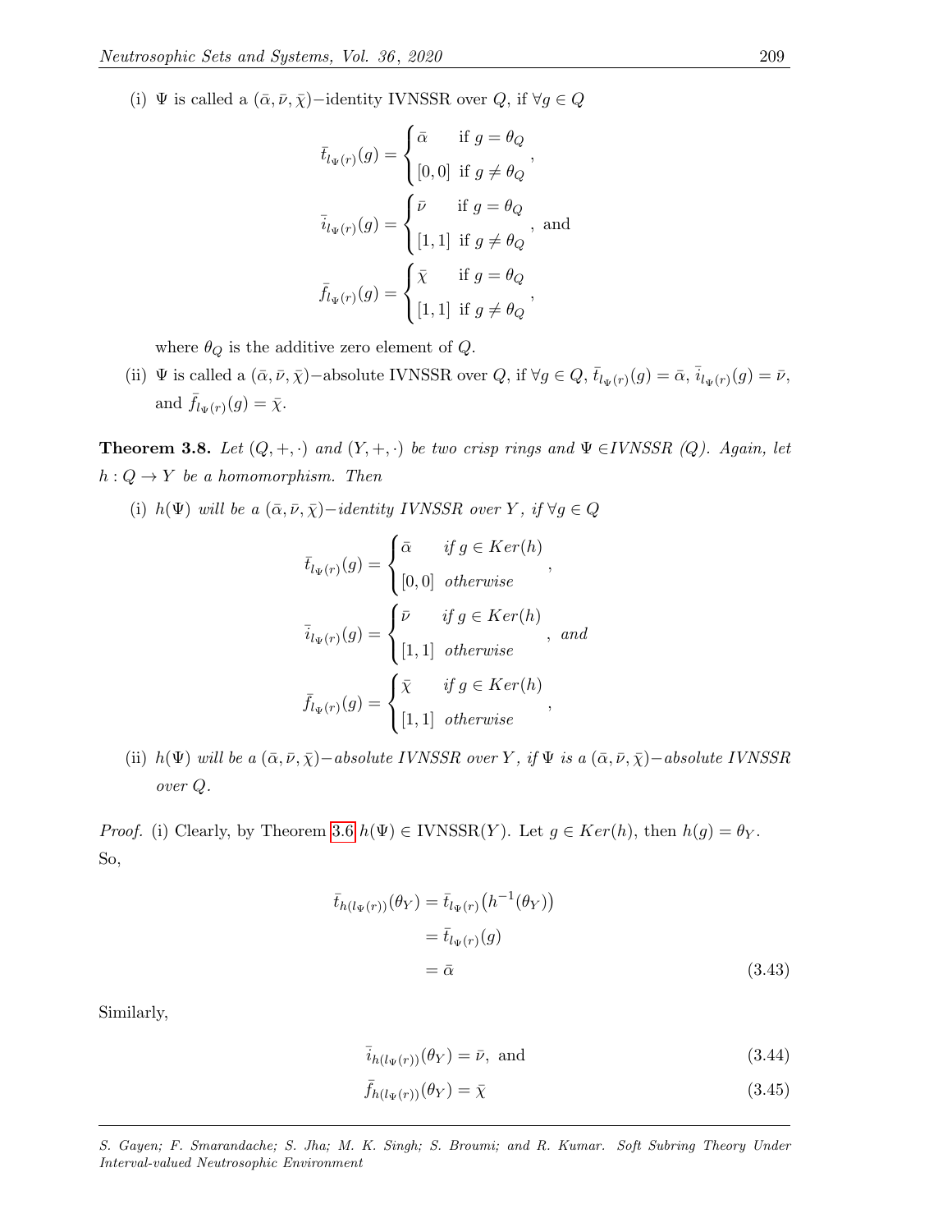(i) $\Psi$ is called a $(\bar{\alpha}, \bar{\nu}, \bar{\chi})-$identity IVNSSR over $Q$, if $\forall g \in Q$

$$\bar{t}_{l_\Psi(r)}(g) = \begin{cases} \bar{\alpha} & \text{if } g = \theta_Q \\ [0,0] & \text{if } g \neq \theta_Q \end{cases},$$

$$\bar{i}_{l_\Psi(r)}(g) = \begin{cases} \bar{\nu} & \text{if } g = \theta_Q \\ [1,1] & \text{if } g \neq \theta_Q \end{cases}, \text{ and}$$

$$\bar{f}_{l_\Psi(r)}(g) = \begin{cases} \bar{\chi} & \text{if } g = \theta_Q \\ [1,1] & \text{if } g \neq \theta_Q \end{cases},$$

where $\theta_Q$ is the additive zero element of $Q$.

(ii) $\Psi$ is called a $(\bar{\alpha}, \bar{\nu}, \bar{\chi})-$absolute IVNSSR over $Q$, if $\forall g \in Q$, $\bar{t}_{l_\Psi(r)}(g) = \bar{\alpha}$, $\bar{i}_{l_\Psi(r)}(g) = \bar{\nu}$, and $\bar{f}_{l_\Psi(r)}(g) = \bar{\chi}$.

**Theorem 3.8.** *Let $(Q, +, \cdot)$ and $(Y, +, \cdot)$ be two crisp rings and $\Psi \in$IVNSSR $(Q)$. Again, let $h : Q \to Y$ be a homomorphism. Then*

(i) *$h(\Psi)$ will be a $(\bar{\alpha}, \bar{\nu}, \bar{\chi})-$identity IVNSSR over $Y$, if $\forall g \in Q$*

$$\bar{t}_{l_\Psi(r)}(g) = \begin{cases} \bar{\alpha} & \text{if } g \in Ker(h) \\ [0,0] & \text{otherwise} \end{cases},$$

$$\bar{i}_{l_\Psi(r)}(g) = \begin{cases} \bar{\nu} & \text{if } g \in Ker(h) \\ [1,1] & \text{otherwise} \end{cases}, \text{ and}$$

$$\bar{f}_{l_\Psi(r)}(g) = \begin{cases} \bar{\chi} & \text{if } g \in Ker(h) \\ [1,1] & \text{otherwise} \end{cases},$$

(ii) *$h(\Psi)$ will be a $(\bar{\alpha}, \bar{\nu}, \bar{\chi})-$absolute IVNSSR over $Y$, if $\Psi$ is a $(\bar{\alpha}, \bar{\nu}, \bar{\chi})-$absolute IVNSSR over $Q$.*

*Proof.* (i) Clearly, by Theorem 3.6 $h(\Psi) \in$ IVNSSR$(Y)$. Let $g \in Ker(h)$, then $h(g) = \theta_Y$. So,

$$\begin{aligned} \bar{t}_{h(l_\Psi(r))}(\theta_Y) &= \bar{t}_{l_\Psi(r)}\big(h^{-1}(\theta_Y)\big) \\ &= \bar{t}_{l_\Psi(r)}(g) \\ &= \bar{\alpha} \end{aligned} \tag{3.43}$$

Similarly,

$$\bar{i}_{h(l_\Psi(r))}(\theta_Y) = \bar{\nu}, \text{ and} \tag{3.44}$$

$$\bar{f}_{h(l_\Psi(r))}(\theta_Y) = \bar{\chi} \tag{3.45}$$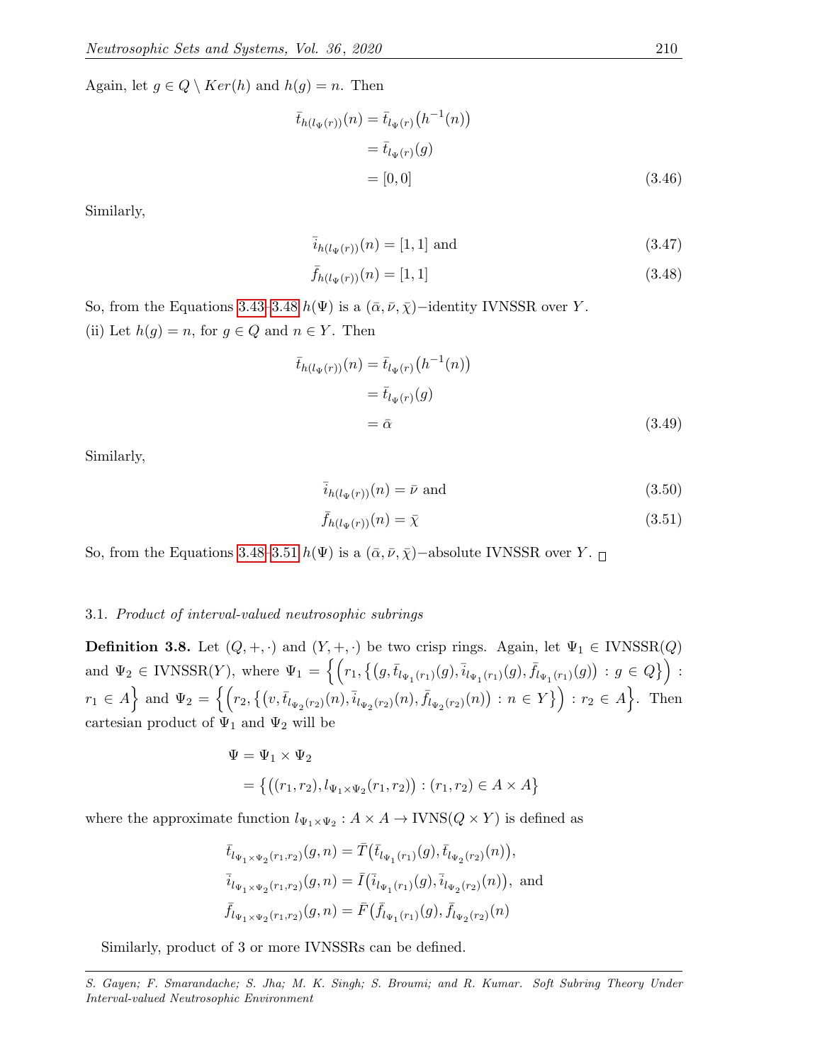Again, let $g \in Q \setminus Ker(h)$ and $h(g) = n$. Then

$$
\begin{aligned}
\bar{t}_{h(l_\Psi(r))}(n) &= \bar{t}_{l_\Psi(r)}\big(h^{-1}(n)\big) \\
&= \bar{t}_{l_\Psi(r)}(g) \\
&= [0,0]
\end{aligned} \tag{3.46}
$$

Similarly,

$$
\bar{i}_{h(l_\Psi(r))}(n) = [1,1] \text{ and} \tag{3.47}
$$

$$
\bar{f}_{h(l_\Psi(r))}(n) = [1,1] \tag{3.48}
$$

So, from the Equations 3.43–3.48 $h(\Psi)$ is a $(\bar{\alpha}, \bar{\nu}, \bar{\chi})-$identity IVNSSR over $Y$.

(ii) Let $h(g) = n$, for $g \in Q$ and $n \in Y$. Then

$$
\begin{aligned}
\bar{t}_{h(l_\Psi(r))}(n) &= \bar{t}_{l_\Psi(r)}\big(h^{-1}(n)\big) \\
&= \bar{t}_{l_\Psi(r)}(g) \\
&= \bar{\alpha}
\end{aligned} \tag{3.49}
$$

Similarly,

$$
\bar{i}_{h(l_\Psi(r))}(n) = \bar{\nu} \text{ and} \tag{3.50}
$$

$$
\bar{f}_{h(l_\Psi(r))}(n) = \bar{\chi} \tag{3.51}
$$

So, from the Equations 3.48–3.51 $h(\Psi)$ is a $(\bar{\alpha}, \bar{\nu}, \bar{\chi})-$absolute IVNSSR over $Y$. □

### 3.1. *Product of interval-valued neutrosophic subrings*

**Definition 3.8.** Let $(Q, +, \cdot)$ and $(Y, +, \cdot)$ be two crisp rings. Again, let $\Psi_1 \in$ IVNSSR$(Q)$ and $\Psi_2 \in$ IVNSSR$(Y)$, where $\Psi_1 = \Big\{\Big(r_1, \big\{\big(g, \bar{t}_{l_{\Psi_1}(r_1)}(g), \bar{i}_{l_{\Psi_1}(r_1)}(g), \bar{f}_{l_{\Psi_1}(r_1)}(g)\big) : g \in Q\big\}\Big) : r_1 \in A\Big\}$ and $\Psi_2 = \Big\{\Big(r_2, \big\{\big(v, \bar{t}_{l_{\Psi_2}(r_2)}(n), \bar{i}_{l_{\Psi_2}(r_2)}(n), \bar{f}_{l_{\Psi_2}(r_2)}(n)\big) : n \in Y\big\}\Big) : r_2 \in A\Big\}$. Then cartesian product of $\Psi_1$ and $\Psi_2$ will be

$$
\begin{aligned}
\Psi &= \Psi_1 \times \Psi_2 \\
&= \big\{\big((r_1, r_2), l_{\Psi_1 \times \Psi_2}(r_1, r_2)\big) : (r_1, r_2) \in A \times A\big\}
\end{aligned}
$$

where the approximate function $l_{\Psi_1 \times \Psi_2} : A \times A \to$ IVNS$(Q \times Y)$ is defined as

$$
\begin{aligned}
&\bar{t}_{l_{\Psi_1 \times \Psi_2}(r_1, r_2)}(g, n) = \bar{T}\big(\bar{t}_{l_{\Psi_1}(r_1)}(g), \bar{t}_{l_{\Psi_2}(r_2)}(n)\big), \\
&\bar{i}_{l_{\Psi_1 \times \Psi_2}(r_1, r_2)}(g, n) = \bar{I}\big(\bar{i}_{l_{\Psi_1}(r_1)}(g), \bar{i}_{l_{\Psi_2}(r_2)}(n)\big), \text{ and} \\
&\bar{f}_{l_{\Psi_1 \times \Psi_2}(r_1, r_2)}(g, n) = \bar{F}\big(\bar{f}_{l_{\Psi_1}(r_1)}(g), \bar{f}_{l_{\Psi_2}(r_2)}(n)
\end{aligned}
$$

Similarly, product of 3 or more IVNSSRs can be defined.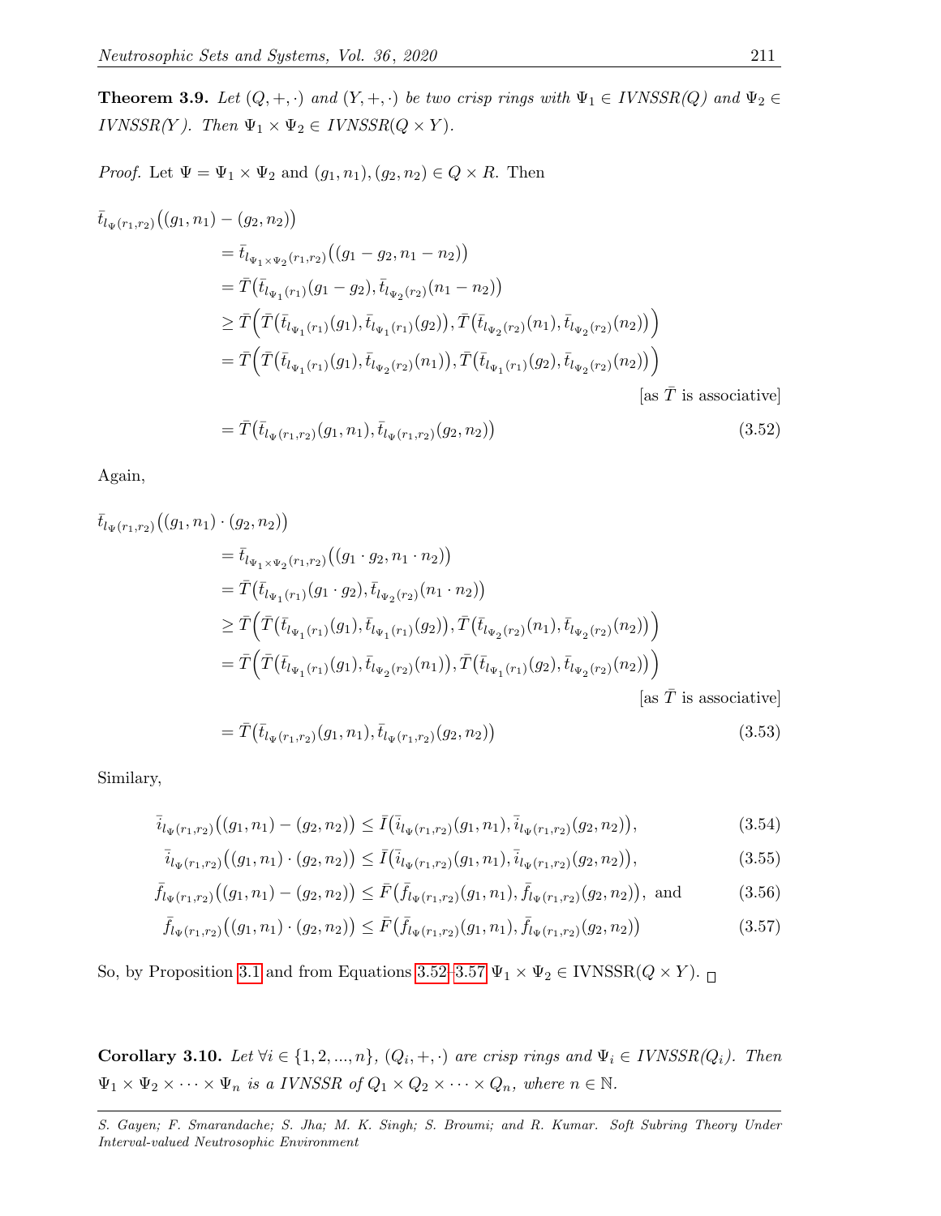**Theorem 3.9.** *Let $(Q, +, \cdot)$ and $(Y, +, \cdot)$ be two crisp rings with $\Psi_1 \in$ IVNSSR($Q$) and $\Psi_2 \in$ IVNSSR($Y$). Then $\Psi_1 \times \Psi_2 \in$ IVNSSR($Q \times Y$).*

*Proof.* Let $\Psi = \Psi_1 \times \Psi_2$ and $(g_1, n_1), (g_2, n_2) \in Q \times R$. Then

$$
\begin{aligned}
&\bar{t}_{l_{\Psi}(r_1,r_2)}\big((g_1,n_1)-(g_2,n_2)\big)\\
&\quad= \bar{t}_{l_{\Psi_1\times\Psi_2}(r_1,r_2)}\big((g_1-g_2, n_1-n_2)\big)\\
&\quad= \bar{T}\big(\bar{t}_{l_{\Psi_1}(r_1)}(g_1-g_2), \bar{t}_{l_{\Psi_2}(r_2)}(n_1-n_2)\big)\\
&\quad\geq \bar{T}\Big(\bar{T}\big(\bar{t}_{l_{\Psi_1}(r_1)}(g_1), \bar{t}_{l_{\Psi_1}(r_1)}(g_2)\big), \bar{T}\big(\bar{t}_{l_{\Psi_2}(r_2)}(n_1), \bar{t}_{l_{\Psi_2}(r_2)}(n_2)\big)\Big)\\
&\quad= \bar{T}\Big(\bar{T}\big(\bar{t}_{l_{\Psi_1}(r_1)}(g_1), \bar{t}_{l_{\Psi_2}(r_2)}(n_1)\big), \bar{T}\big(\bar{t}_{l_{\Psi_1}(r_1)}(g_2), \bar{t}_{l_{\Psi_2}(r_2)}(n_2)\big)\Big)\\
&\hspace{22em}[\text{as } \bar{T} \text{ is associative}]\\
&\quad= \bar{T}\big(\bar{t}_{l_{\Psi}(r_1,r_2)}(g_1,n_1), \bar{t}_{l_{\Psi}(r_1,r_2)}(g_2,n_2)\big) \qquad (3.52)
\end{aligned}
$$

Again,

$$
\begin{aligned}
&\bar{t}_{l_{\Psi}(r_1,r_2)}\big((g_1,n_1)\cdot(g_2,n_2)\big)\\
&\quad= \bar{t}_{l_{\Psi_1\times\Psi_2}(r_1,r_2)}\big((g_1\cdot g_2, n_1\cdot n_2)\big)\\
&\quad= \bar{T}\big(\bar{t}_{l_{\Psi_1}(r_1)}(g_1\cdot g_2), \bar{t}_{l_{\Psi_2}(r_2)}(n_1\cdot n_2)\big)\\
&\quad\geq \bar{T}\Big(\bar{T}\big(\bar{t}_{l_{\Psi_1}(r_1)}(g_1), \bar{t}_{l_{\Psi_1}(r_1)}(g_2)\big), \bar{T}\big(\bar{t}_{l_{\Psi_2}(r_2)}(n_1), \bar{t}_{l_{\Psi_2}(r_2)}(n_2)\big)\Big)\\
&\quad= \bar{T}\Big(\bar{T}\big(\bar{t}_{l_{\Psi_1}(r_1)}(g_1), \bar{t}_{l_{\Psi_2}(r_2)}(n_1)\big), \bar{T}\big(\bar{t}_{l_{\Psi_1}(r_1)}(g_2), \bar{t}_{l_{\Psi_2}(r_2)}(n_2)\big)\Big)\\
&\hspace{22em}[\text{as } \bar{T} \text{ is associative}]\\
&\quad= \bar{T}\big(\bar{t}_{l_{\Psi}(r_1,r_2)}(g_1,n_1), \bar{t}_{l_{\Psi}(r_1,r_2)}(g_2,n_2)\big) \qquad (3.53)
\end{aligned}
$$

Similary,

$$\bar{i}_{l_{\Psi}(r_1,r_2)}\big((g_1,n_1)-(g_2,n_2)\big) \leq \bar{I}\big(\bar{i}_{l_{\Psi}(r_1,r_2)}(g_1,n_1), \bar{i}_{l_{\Psi}(r_1,r_2)}(g_2,n_2)\big), \qquad (3.54)$$

$$\bar{i}_{l_{\Psi}(r_1,r_2)}\big((g_1,n_1)\cdot(g_2,n_2)\big) \leq \bar{I}\big(\bar{i}_{l_{\Psi}(r_1,r_2)}(g_1,n_1), \bar{i}_{l_{\Psi}(r_1,r_2)}(g_2,n_2)\big), \qquad (3.55)$$

$$\bar{f}_{l_{\Psi}(r_1,r_2)}\big((g_1,n_1)-(g_2,n_2)\big) \leq \bar{F}\big(\bar{f}_{l_{\Psi}(r_1,r_2)}(g_1,n_1), \bar{f}_{l_{\Psi}(r_1,r_2)}(g_2,n_2)\big), \text{ and} \qquad (3.56)$$

$$\bar{f}_{l_{\Psi}(r_1,r_2)}\big((g_1,n_1)\cdot(g_2,n_2)\big) \leq \bar{F}\big(\bar{f}_{l_{\Psi}(r_1,r_2)}(g_1,n_1), \bar{f}_{l_{\Psi}(r_1,r_2)}(g_2,n_2)\big) \qquad (3.57)$$

So, by Proposition 3.1 and from Equations 3.52–3.57 $\Psi_1 \times \Psi_2 \in$ IVNSSR($Q \times Y$). □

**Corollary 3.10.** *Let $\forall i \in \{1, 2, ..., n\}$, $(Q_i, +, \cdot)$ are crisp rings and $\Psi_i \in$ IVNSSR($Q_i$). Then $\Psi_1 \times \Psi_2 \times \cdots \times \Psi_n$ is a IVNSSR of $Q_1 \times Q_2 \times \cdots \times Q_n$, where $n \in \mathbb{N}$.*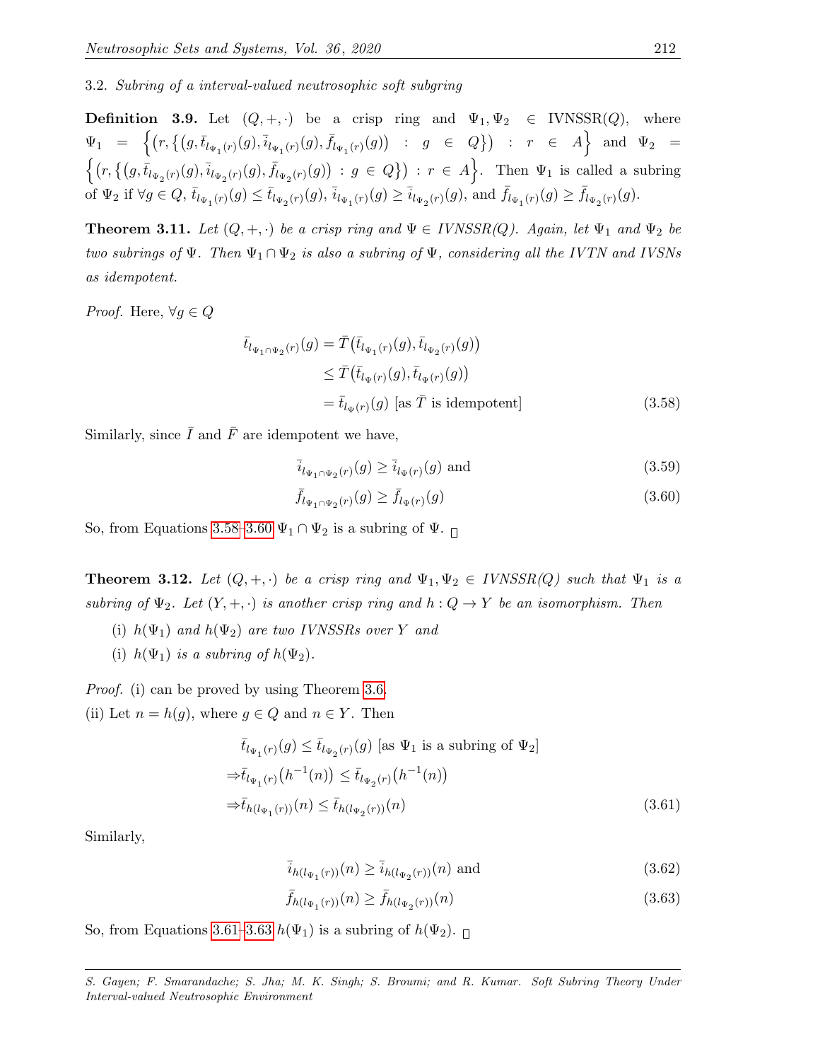3.2. *Subring of a interval-valued neutrosophic soft subgring*

**Definition 3.9.** Let $(Q,+,\cdot)$ be a crisp ring and $\Psi_1, \Psi_2 \in$ IVNSSR$(Q)$, where $\Psi_1 = \Big\{\big(r, \{\big(g, \bar{t}_{l_{\Psi_1}(r)}(g), \bar{i}_{l_{\Psi_1}(r)}(g), \bar{f}_{l_{\Psi_1}(r)}(g)\big) : g \in Q\}\big) : r \in A\Big\}$ and $\Psi_2 = \Big\{\big(r, \{\big(g, \bar{t}_{l_{\Psi_2}(r)}(g), \bar{i}_{l_{\Psi_2}(r)}(g), \bar{f}_{l_{\Psi_2}(r)}(g)\big) : g \in Q\}\big) : r \in A\Big\}$. Then $\Psi_1$ is called a subring of $\Psi_2$ if $\forall g \in Q$, $\bar{t}_{l_{\Psi_1}(r)}(g) \leq \bar{t}_{l_{\Psi_2}(r)}(g)$, $\bar{i}_{l_{\Psi_1}(r)}(g) \geq \bar{i}_{l_{\Psi_2}(r)}(g)$, and $\bar{f}_{l_{\Psi_1}(r)}(g) \geq \bar{f}_{l_{\Psi_2}(r)}(g)$.

**Theorem 3.11.** *Let $(Q,+,\cdot)$ be a crisp ring and $\Psi \in$ IVNSSR(Q). Again, let $\Psi_1$ and $\Psi_2$ be two subrings of $\Psi$. Then $\Psi_1 \cap \Psi_2$ is also a subring of $\Psi$, considering all the IVTN and IVSNs as idempotent.*

*Proof.* Here, $\forall g \in Q$

$$\begin{aligned}
\bar{t}_{l_{\Psi_1 \cap \Psi_2}(r)}(g) &= \bar{T}\big(\bar{t}_{l_{\Psi_1}(r)}(g), \bar{t}_{l_{\Psi_2}(r)}(g)\big) \\
&\leq \bar{T}\big(\bar{t}_{l_{\Psi}(r)}(g), \bar{t}_{l_{\Psi}(r)}(g)\big) \\
&= \bar{t}_{l_{\Psi}(r)}(g) \text{ [as } \bar{T} \text{ is idempotent]}
\end{aligned} \tag{3.58}$$

Similarly, since $\bar{I}$ and $\bar{F}$ are idempotent we have,

$$\bar{i}_{l_{\Psi_1 \cap \Psi_2}(r)}(g) \geq \bar{i}_{l_{\Psi}(r)}(g) \text{ and} \tag{3.59}$$

$$\bar{f}_{l_{\Psi_1 \cap \Psi_2}(r)}(g) \geq \bar{f}_{l_{\Psi}(r)}(g) \tag{3.60}$$

So, from Equations 3.58–3.60 $\Psi_1 \cap \Psi_2$ is a subring of $\Psi$. □

**Theorem 3.12.** *Let $(Q,+,\cdot)$ be a crisp ring and $\Psi_1, \Psi_2 \in$ IVNSSR(Q) such that $\Psi_1$ is a subring of $\Psi_2$. Let $(Y,+,\cdot)$ be another crisp ring and $h : Q \to Y$ be an isomorphism. Then*

(i) *$h(\Psi_1)$ and $h(\Psi_2)$ are two IVNSSRs over $Y$ and*

(i) *$h(\Psi_1)$ is a subring of $h(\Psi_2)$.*

*Proof.* (i) can be proved by using Theorem 3.6.

(ii) Let $n = h(g)$, where $g \in Q$ and $n \in Y$. Then

$$\begin{aligned}
&\bar{t}_{l_{\Psi_1}(r)}(g) \leq \bar{t}_{l_{\Psi_2}(r)}(g) \text{ [as } \Psi_1 \text{ is a subring of } \Psi_2] \\
\Rightarrow &\bar{t}_{l_{\Psi_1}(r)}\big(h^{-1}(n)\big) \leq \bar{t}_{l_{\Psi_2}(r)}\big(h^{-1}(n)\big) \\
\Rightarrow &\bar{t}_{h(l_{\Psi_1}(r))}(n) \leq \bar{t}_{h(l_{\Psi_2}(r))}(n)
\end{aligned} \tag{3.61}$$

Similarly,

$$\bar{i}_{h(l_{\Psi_1}(r))}(n) \geq \bar{i}_{h(l_{\Psi_2}(r))}(n) \text{ and} \tag{3.62}$$

$$\bar{f}_{h(l_{\Psi_1}(r))}(n) \geq \bar{f}_{h(l_{\Psi_2}(r))}(n) \tag{3.63}$$

So, from Equations 3.61–3.63 $h(\Psi_1)$ is a subring of $h(\Psi_2)$. □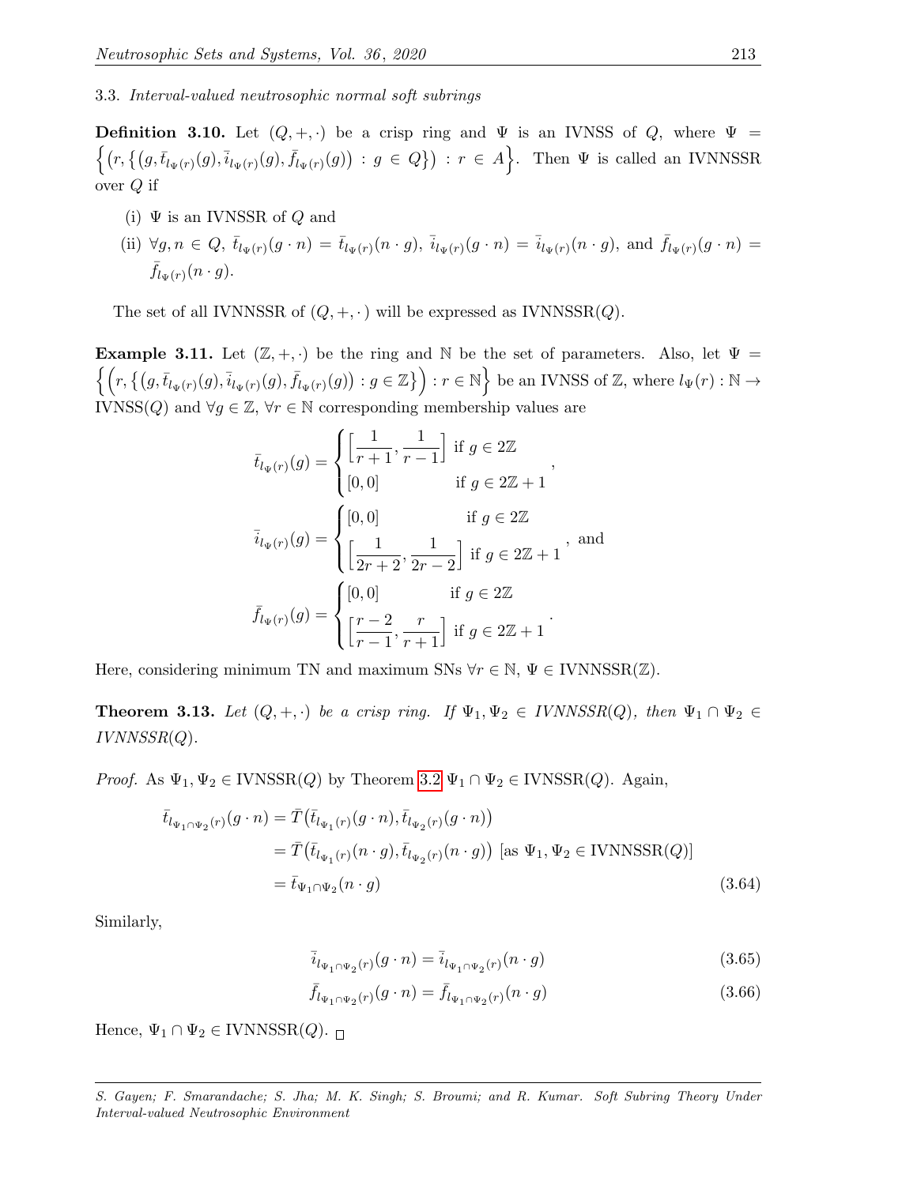### 3.3. *Interval-valued neutrosophic normal soft subrings*

**Definition 3.10.** Let $(Q, +, \cdot)$ be a crisp ring and $\Psi$ is an IVNSS of $Q$, where $\Psi = \Big\{\big(r, \{\big(g, \bar{t}_{l_\Psi(r)}(g), \bar{i}_{l_\Psi(r)}(g), \bar{f}_{l_\Psi(r)}(g)\big) : g \in Q\}\big) : r \in A\Big\}$. Then $\Psi$ is called an IVNNSSR over $Q$ if

(i) $\Psi$ is an IVNSSR of $Q$ and

(ii) $\forall g, n \in Q$, $\bar{t}_{l_\Psi(r)}(g \cdot n) = \bar{t}_{l_\Psi(r)}(n \cdot g)$, $\bar{i}_{l_\Psi(r)}(g \cdot n) = \bar{i}_{l_\Psi(r)}(n \cdot g)$, and $\bar{f}_{l_\Psi(r)}(g \cdot n) = \bar{f}_{l_\Psi(r)}(n \cdot g)$.

The set of all IVNNSSR of $(Q, +, \cdot)$ will be expressed as IVNNSSR$(Q)$.

**Example 3.11.** Let $(\mathbb{Z}, +, \cdot)$ be the ring and $\mathbb{N}$ be the set of parameters. Also, let $\Psi = \Big\{\Big(r, \big\{\big(g, \bar{t}_{l_\Psi(r)}(g), \bar{i}_{l_\Psi(r)}(g), \bar{f}_{l_\Psi(r)}(g)\big) : g \in \mathbb{Z}\big\}\Big) : r \in \mathbb{N}\Big\}$ be an IVNSS of $\mathbb{Z}$, where $l_\Psi(r) : \mathbb{N} \to$ IVNSS$(Q)$ and $\forall g \in \mathbb{Z}$, $\forall r \in \mathbb{N}$ corresponding membership values are

$$\bar{t}_{l_\Psi(r)}(g) = \begin{cases} \Big[\dfrac{1}{r+1}, \dfrac{1}{r-1}\Big] & \text{if } g \in 2\mathbb{Z} \\ [0, 0] & \text{if } g \in 2\mathbb{Z}+1 \end{cases},$$

$$\bar{i}_{l_\Psi(r)}(g) = \begin{cases} [0, 0] & \text{if } g \in 2\mathbb{Z} \\ \Big[\dfrac{1}{2r+2}, \dfrac{1}{2r-2}\Big] & \text{if } g \in 2\mathbb{Z}+1 \end{cases}, \text{ and}$$

$$\bar{f}_{l_\Psi(r)}(g) = \begin{cases} [0, 0] & \text{if } g \in 2\mathbb{Z} \\ \Big[\dfrac{r-2}{r-1}, \dfrac{r}{r+1}\Big] & \text{if } g \in 2\mathbb{Z}+1 \end{cases}.$$

Here, considering minimum TN and maximum SNs $\forall r \in \mathbb{N}$, $\Psi \in$ IVNNSSR$(\mathbb{Z})$.

**Theorem 3.13.** *Let $(Q, +, \cdot)$ be a crisp ring. If $\Psi_1, \Psi_2 \in$ IVNNSSR$(Q)$, then $\Psi_1 \cap \Psi_2 \in$ IVNNSSR$(Q)$.*

*Proof.* As $\Psi_1, \Psi_2 \in$ IVNSSR$(Q)$ by Theorem 3.2 $\Psi_1 \cap \Psi_2 \in$ IVNSSR$(Q)$. Again,

$$\begin{aligned} \bar{t}_{l_{\Psi_1 \cap \Psi_2}(r)}(g \cdot n) &= \bar{T}\big(\bar{t}_{l_{\Psi_1}(r)}(g \cdot n), \bar{t}_{l_{\Psi_2}(r)}(g \cdot n)\big) \\ &= \bar{T}\big(\bar{t}_{l_{\Psi_1}(r)}(n \cdot g), \bar{t}_{l_{\Psi_2}(r)}(n \cdot g)\big) \text{ [as } \Psi_1, \Psi_2 \in \text{IVNNSSR}(Q)] \\ &= \bar{t}_{\Psi_1 \cap \Psi_2}(n \cdot g) \end{aligned} \tag{3.64}$$

Similarly,

$$\bar{i}_{l_{\Psi_1 \cap \Psi_2}(r)}(g \cdot n) = \bar{i}_{l_{\Psi_1 \cap \Psi_2}(r)}(n \cdot g) \tag{3.65}$$

$$\bar{f}_{l_{\Psi_1 \cap \Psi_2}(r)}(g \cdot n) = \bar{f}_{l_{\Psi_1 \cap \Psi_2}(r)}(n \cdot g) \tag{3.66}$$

Hence, $\Psi_1 \cap \Psi_2 \in$ IVNNSSR$(Q)$. □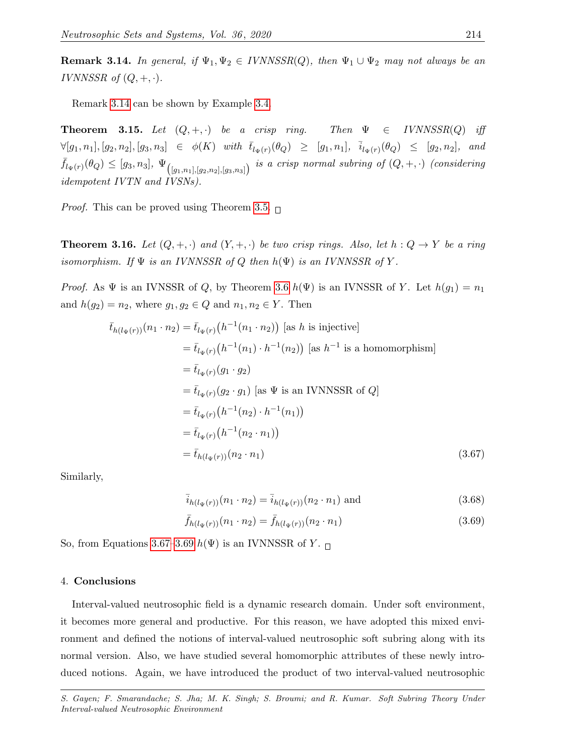**Remark 3.14.** *In general, if $\Psi_1, \Psi_2 \in$ IVNNSSR$(Q)$, then $\Psi_1 \cup \Psi_2$ may not always be an IVNNSSR of $(Q, +, \cdot)$.*

Remark 3.14 can be shown by Example 3.4.

**Theorem 3.15.** *Let $(Q, +, \cdot)$ be a crisp ring. Then $\Psi \in$ IVNNSSR$(Q)$ iff $\forall [g_1, n_1], [g_2, n_2], [g_3, n_3] \in \phi(K)$ with $\bar{t}_{l_\Psi(r)}(\theta_Q) \geq [g_1, n_1]$, $\bar{i}_{l_\Psi(r)}(\theta_Q) \leq [g_2, n_2]$, and $\bar{f}_{l_\Psi(r)}(\theta_Q) \leq [g_3, n_3]$, $\Psi_{\left([g_1,n_1],[g_2,n_2],[g_3,n_3]\right)}$ is a crisp normal subring of $(Q, +, \cdot)$ (considering idempotent IVTN and IVSNs).*

*Proof.* This can be proved using Theorem 3.5. □

**Theorem 3.16.** *Let $(Q, +, \cdot)$ and $(Y, +, \cdot)$ be two crisp rings. Also, let $h : Q \to Y$ be a ring isomorphism. If $\Psi$ is an IVNNSSR of $Q$ then $h(\Psi)$ is an IVNNSSR of $Y$.*

*Proof.* As $\Psi$ is an IVNSSR of $Q$, by Theorem 3.6 $h(\Psi)$ is an IVNSSR of $Y$. Let $h(g_1) = n_1$ and $h(g_2) = n_2$, where $g_1, g_2 \in Q$ and $n_1, n_2 \in Y$. Then

$$\begin{aligned}
\bar{t}_{h(l_\Psi(r))}(n_1 \cdot n_2) &= \bar{t}_{l_\Psi(r)}\big(h^{-1}(n_1 \cdot n_2)\big) \text{ [as } h \text{ is injective]} \\
&= \bar{t}_{l_\Psi(r)}\big(h^{-1}(n_1) \cdot h^{-1}(n_2)\big) \text{ [as } h^{-1} \text{ is a homomorphism]} \\
&= \bar{t}_{l_\Psi(r)}(g_1 \cdot g_2) \\
&= \bar{t}_{l_\Psi(r)}(g_2 \cdot g_1) \text{ [as } \Psi \text{ is an IVNNSSR of } Q] \\
&= \bar{t}_{l_\Psi(r)}\big(h^{-1}(n_2) \cdot h^{-1}(n_1)\big) \\
&= \bar{t}_{l_\Psi(r)}\big(h^{-1}(n_2 \cdot n_1)\big) \\
&= \bar{t}_{h(l_\Psi(r))}(n_2 \cdot n_1)
\end{aligned} \tag{3.67}$$

Similarly,

$$\bar{i}_{h(l_\Psi(r))}(n_1 \cdot n_2) = \bar{i}_{h(l_\Psi(r))}(n_2 \cdot n_1) \text{ and} \tag{3.68}$$

$$\bar{f}_{h(l_\Psi(r))}(n_1 \cdot n_2) = \bar{f}_{h(l_\Psi(r))}(n_2 \cdot n_1) \tag{3.69}$$

So, from Equations 3.67–3.69 $h(\Psi)$ is an IVNNSSR of $Y$. □

## 4. Conclusions

Interval-valued neutrosophic field is a dynamic research domain. Under soft environment, it becomes more general and productive. For this reason, we have adopted this mixed environment and defined the notions of interval-valued neutrosophic soft subring along with its normal version. Also, we have studied several homomorphic attributes of these newly introduced notions. Again, we have introduced the product of two interval-valued neutrosophic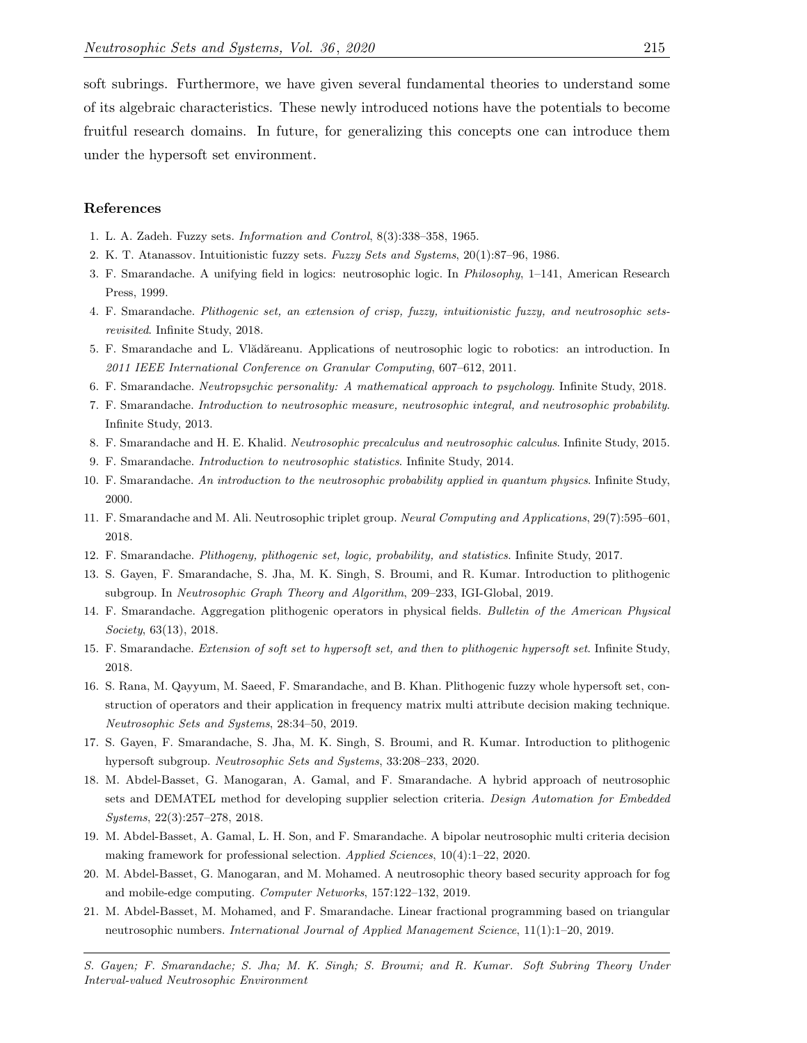soft subrings. Furthermore, we have given several fundamental theories to understand some of its algebraic characteristics. These newly introduced notions have the potentials to become fruitful research domains. In future, for generalizing this concepts one can introduce them under the hypersoft set environment.

## References

1. L. A. Zadeh. Fuzzy sets. *Information and Control*, 8(3):338–358, 1965.
2. K. T. Atanassov. Intuitionistic fuzzy sets. *Fuzzy Sets and Systems*, 20(1):87–96, 1986.
3. F. Smarandache. A unifying field in logics: neutrosophic logic. In *Philosophy*, 1–141, American Research Press, 1999.
4. F. Smarandache. *Plithogenic set, an extension of crisp, fuzzy, intuitionistic fuzzy, and neutrosophic sets-revisited*. Infinite Study, 2018.
5. F. Smarandache and L. Vlădăreanu. Applications of neutrosophic logic to robotics: an introduction. In *2011 IEEE International Conference on Granular Computing*, 607–612, 2011.
6. F. Smarandache. *Neutropsychic personality: A mathematical approach to psychology*. Infinite Study, 2018.
7. F. Smarandache. *Introduction to neutrosophic measure, neutrosophic integral, and neutrosophic probability*. Infinite Study, 2013.
8. F. Smarandache and H. E. Khalid. *Neutrosophic precalculus and neutrosophic calculus*. Infinite Study, 2015.
9. F. Smarandache. *Introduction to neutrosophic statistics*. Infinite Study, 2014.
10. F. Smarandache. *An introduction to the neutrosophic probability applied in quantum physics*. Infinite Study, 2000.
11. F. Smarandache and M. Ali. Neutrosophic triplet group. *Neural Computing and Applications*, 29(7):595–601, 2018.
12. F. Smarandache. *Plithogeny, plithogenic set, logic, probability, and statistics*. Infinite Study, 2017.
13. S. Gayen, F. Smarandache, S. Jha, M. K. Singh, S. Broumi, and R. Kumar. Introduction to plithogenic subgroup. In *Neutrosophic Graph Theory and Algorithm*, 209–233, IGI-Global, 2019.
14. F. Smarandache. Aggregation plithogenic operators in physical fields. *Bulletin of the American Physical Society*, 63(13), 2018.
15. F. Smarandache. *Extension of soft set to hypersoft set, and then to plithogenic hypersoft set*. Infinite Study, 2018.
16. S. Rana, M. Qayyum, M. Saeed, F. Smarandache, and B. Khan. Plithogenic fuzzy whole hypersoft set, construction of operators and their application in frequency matrix multi attribute decision making technique. *Neutrosophic Sets and Systems*, 28:34–50, 2019.
17. S. Gayen, F. Smarandache, S. Jha, M. K. Singh, S. Broumi, and R. Kumar. Introduction to plithogenic hypersoft subgroup. *Neutrosophic Sets and Systems*, 33:208–233, 2020.
18. M. Abdel-Basset, G. Manogaran, A. Gamal, and F. Smarandache. A hybrid approach of neutrosophic sets and DEMATEL method for developing supplier selection criteria. *Design Automation for Embedded Systems*, 22(3):257–278, 2018.
19. M. Abdel-Basset, A. Gamal, L. H. Son, and F. Smarandache. A bipolar neutrosophic multi criteria decision making framework for professional selection. *Applied Sciences*, 10(4):1–22, 2020.
20. M. Abdel-Basset, G. Manogaran, and M. Mohamed. A neutrosophic theory based security approach for fog and mobile-edge computing. *Computer Networks*, 157:122–132, 2019.
21. M. Abdel-Basset, M. Mohamed, and F. Smarandache. Linear fractional programming based on triangular neutrosophic numbers. *International Journal of Applied Management Science*, 11(1):1–20, 2019.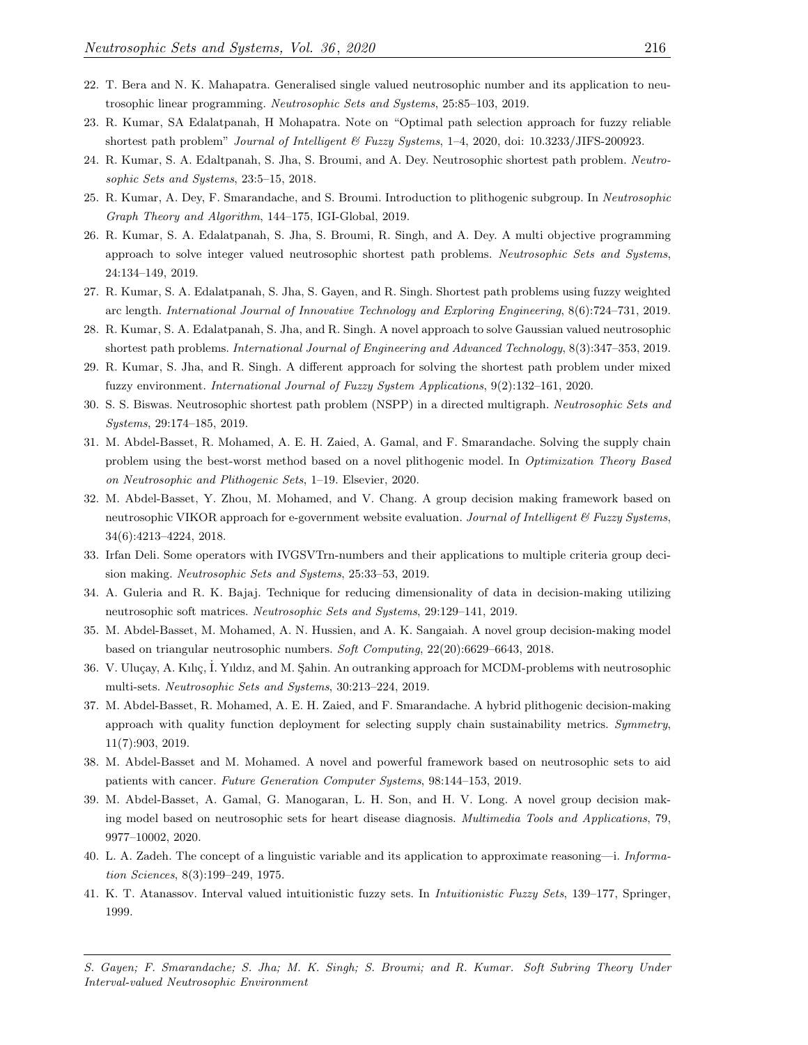22. T. Bera and N. K. Mahapatra. Generalised single valued neutrosophic number and its application to neutrosophic linear programming. *Neutrosophic Sets and Systems*, 25:85–103, 2019.
23. R. Kumar, SA Edalatpanah, H Mohapatra. Note on "Optimal path selection approach for fuzzy reliable shortest path problem" *Journal of Intelligent & Fuzzy Systems*, 1–4, 2020, doi: 10.3233/JIFS-200923.
24. R. Kumar, S. A. Edaltpanah, S. Jha, S. Broumi, and A. Dey. Neutrosophic shortest path problem. *Neutrosophic Sets and Systems*, 23:5–15, 2018.
25. R. Kumar, A. Dey, F. Smarandache, and S. Broumi. Introduction to plithogenic subgroup. In *Neutrosophic Graph Theory and Algorithm*, 144–175, IGI-Global, 2019.
26. R. Kumar, S. A. Edalatpanah, S. Jha, S. Broumi, R. Singh, and A. Dey. A multi objective programming approach to solve integer valued neutrosophic shortest path problems. *Neutrosophic Sets and Systems*, 24:134–149, 2019.
27. R. Kumar, S. A. Edalatpanah, S. Jha, S. Gayen, and R. Singh. Shortest path problems using fuzzy weighted arc length. *International Journal of Innovative Technology and Exploring Engineering*, 8(6):724–731, 2019.
28. R. Kumar, S. A. Edalatpanah, S. Jha, and R. Singh. A novel approach to solve Gaussian valued neutrosophic shortest path problems. *International Journal of Engineering and Advanced Technology*, 8(3):347–353, 2019.
29. R. Kumar, S. Jha, and R. Singh. A different approach for solving the shortest path problem under mixed fuzzy environment. *International Journal of Fuzzy System Applications*, 9(2):132–161, 2020.
30. S. S. Biswas. Neutrosophic shortest path problem (NSPP) in a directed multigraph. *Neutrosophic Sets and Systems*, 29:174–185, 2019.
31. M. Abdel-Basset, R. Mohamed, A. E. H. Zaied, A. Gamal, and F. Smarandache. Solving the supply chain problem using the best-worst method based on a novel plithogenic model. In *Optimization Theory Based on Neutrosophic and Plithogenic Sets*, 1–19. Elsevier, 2020.
32. M. Abdel-Basset, Y. Zhou, M. Mohamed, and V. Chang. A group decision making framework based on neutrosophic VIKOR approach for e-government website evaluation. *Journal of Intelligent & Fuzzy Systems*, 34(6):4213–4224, 2018.
33. Irfan Deli. Some operators with IVGSVTrn-numbers and their applications to multiple criteria group decision making. *Neutrosophic Sets and Systems*, 25:33–53, 2019.
34. A. Guleria and R. K. Bajaj. Technique for reducing dimensionality of data in decision-making utilizing neutrosophic soft matrices. *Neutrosophic Sets and Systems*, 29:129–141, 2019.
35. M. Abdel-Basset, M. Mohamed, A. N. Hussien, and A. K. Sangaiah. A novel group decision-making model based on triangular neutrosophic numbers. *Soft Computing*, 22(20):6629–6643, 2018.
36. V. Uluçay, A. Kılıç, İ. Yıldız, and M. Şahin. An outranking approach for MCDM-problems with neutrosophic multi-sets. *Neutrosophic Sets and Systems*, 30:213–224, 2019.
37. M. Abdel-Basset, R. Mohamed, A. E. H. Zaied, and F. Smarandache. A hybrid plithogenic decision-making approach with quality function deployment for selecting supply chain sustainability metrics. *Symmetry*, 11(7):903, 2019.
38. M. Abdel-Basset and M. Mohamed. A novel and powerful framework based on neutrosophic sets to aid patients with cancer. *Future Generation Computer Systems*, 98:144–153, 2019.
39. M. Abdel-Basset, A. Gamal, G. Manogaran, L. H. Son, and H. V. Long. A novel group decision making model based on neutrosophic sets for heart disease diagnosis. *Multimedia Tools and Applications*, 79, 9977–10002, 2020.
40. L. A. Zadeh. The concept of a linguistic variable and its application to approximate reasoning—i. *Information Sciences*, 8(3):199–249, 1975.
41. K. T. Atanassov. Interval valued intuitionistic fuzzy sets. In *Intuitionistic Fuzzy Sets*, 139–177, Springer, 1999.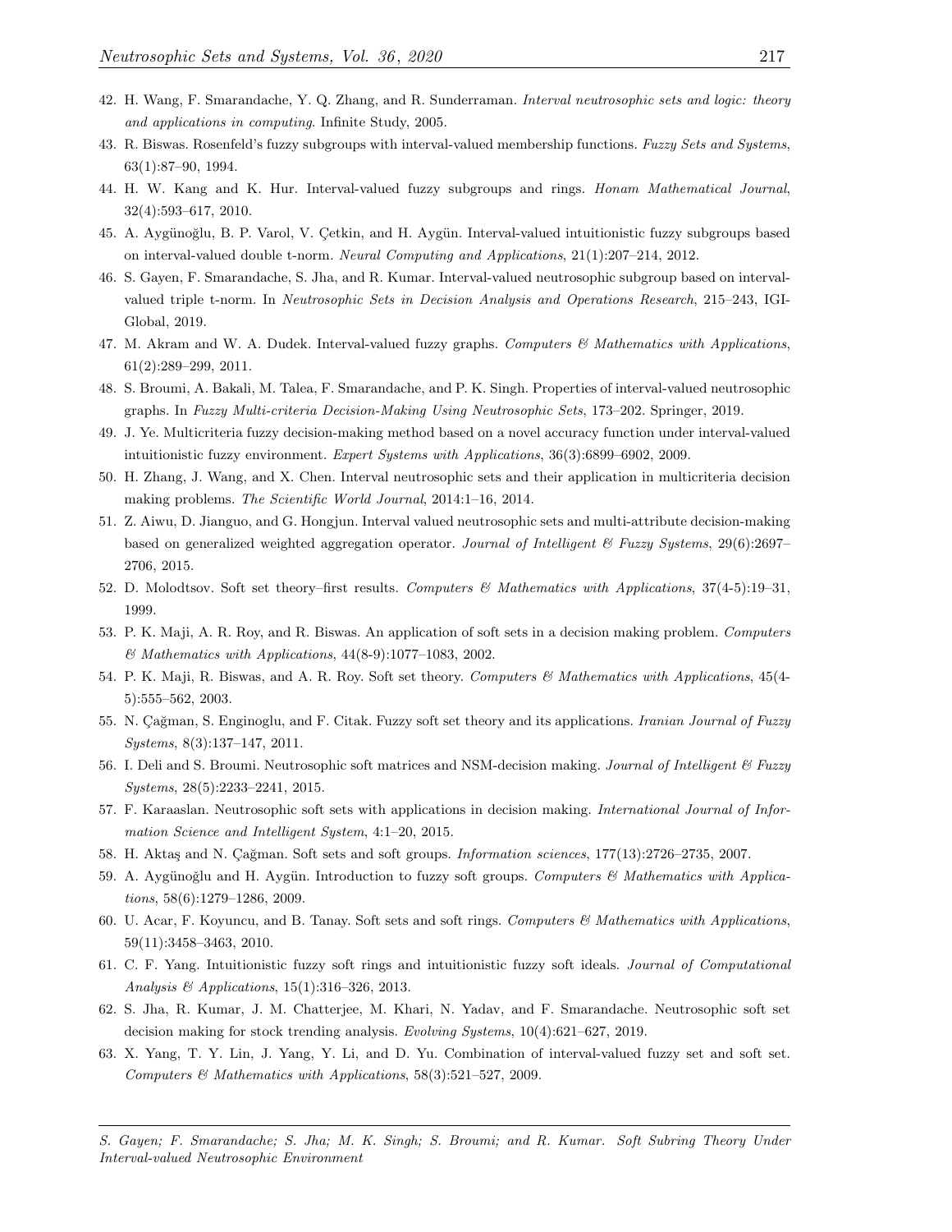42. H. Wang, F. Smarandache, Y. Q. Zhang, and R. Sunderraman. *Interval neutrosophic sets and logic: theory and applications in computing*. Infinite Study, 2005.
43. R. Biswas. Rosenfeld's fuzzy subgroups with interval-valued membership functions. *Fuzzy Sets and Systems*, 63(1):87–90, 1994.
44. H. W. Kang and K. Hur. Interval-valued fuzzy subgroups and rings. *Honam Mathematical Journal*, 32(4):593–617, 2010.
45. A. Aygünoğlu, B. P. Varol, V. Çetkin, and H. Aygün. Interval-valued intuitionistic fuzzy subgroups based on interval-valued double t-norm. *Neural Computing and Applications*, 21(1):207–214, 2012.
46. S. Gayen, F. Smarandache, S. Jha, and R. Kumar. Interval-valued neutrosophic subgroup based on interval-valued triple t-norm. In *Neutrosophic Sets in Decision Analysis and Operations Research*, 215–243, IGI-Global, 2019.
47. M. Akram and W. A. Dudek. Interval-valued fuzzy graphs. *Computers & Mathematics with Applications*, 61(2):289–299, 2011.
48. S. Broumi, A. Bakali, M. Talea, F. Smarandache, and P. K. Singh. Properties of interval-valued neutrosophic graphs. In *Fuzzy Multi-criteria Decision-Making Using Neutrosophic Sets*, 173–202. Springer, 2019.
49. J. Ye. Multicriteria fuzzy decision-making method based on a novel accuracy function under interval-valued intuitionistic fuzzy environment. *Expert Systems with Applications*, 36(3):6899–6902, 2009.
50. H. Zhang, J. Wang, and X. Chen. Interval neutrosophic sets and their application in multicriteria decision making problems. *The Scientific World Journal*, 2014:1–16, 2014.
51. Z. Aiwu, D. Jianguo, and G. Hongjun. Interval valued neutrosophic sets and multi-attribute decision-making based on generalized weighted aggregation operator. *Journal of Intelligent & Fuzzy Systems*, 29(6):2697–2706, 2015.
52. D. Molodtsov. Soft set theory–first results. *Computers & Mathematics with Applications*, 37(4-5):19–31, 1999.
53. P. K. Maji, A. R. Roy, and R. Biswas. An application of soft sets in a decision making problem. *Computers & Mathematics with Applications*, 44(8-9):1077–1083, 2002.
54. P. K. Maji, R. Biswas, and A. R. Roy. Soft set theory. *Computers & Mathematics with Applications*, 45(4-5):555–562, 2003.
55. N. Çağman, S. Enginoglu, and F. Citak. Fuzzy soft set theory and its applications. *Iranian Journal of Fuzzy Systems*, 8(3):137–147, 2011.
56. I. Deli and S. Broumi. Neutrosophic soft matrices and NSM-decision making. *Journal of Intelligent & Fuzzy Systems*, 28(5):2233–2241, 2015.
57. F. Karaaslan. Neutrosophic soft sets with applications in decision making. *International Journal of Information Science and Intelligent System*, 4:1–20, 2015.
58. H. Aktaş and N. Çağman. Soft sets and soft groups. *Information sciences*, 177(13):2726–2735, 2007.
59. A. Aygünoğlu and H. Aygün. Introduction to fuzzy soft groups. *Computers & Mathematics with Applications*, 58(6):1279–1286, 2009.
60. U. Acar, F. Koyuncu, and B. Tanay. Soft sets and soft rings. *Computers & Mathematics with Applications*, 59(11):3458–3463, 2010.
61. C. F. Yang. Intuitionistic fuzzy soft rings and intuitionistic fuzzy soft ideals. *Journal of Computational Analysis & Applications*, 15(1):316–326, 2013.
62. S. Jha, R. Kumar, J. M. Chatterjee, M. Khari, N. Yadav, and F. Smarandache. Neutrosophic soft set decision making for stock trending analysis. *Evolving Systems*, 10(4):621–627, 2019.
63. X. Yang, T. Y. Lin, J. Yang, Y. Li, and D. Yu. Combination of interval-valued fuzzy set and soft set. *Computers & Mathematics with Applications*, 58(3):521–527, 2009.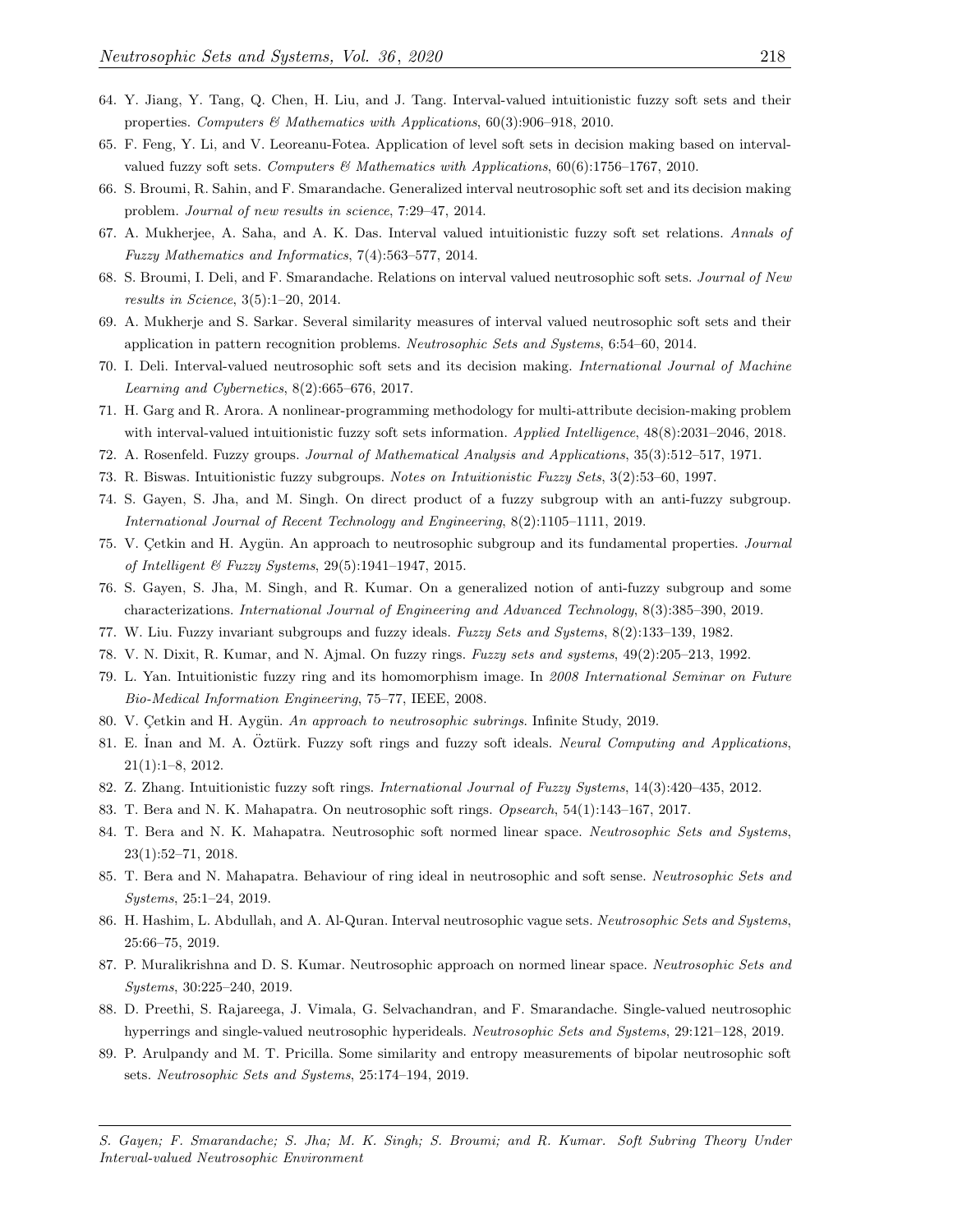64. Y. Jiang, Y. Tang, Q. Chen, H. Liu, and J. Tang. Interval-valued intuitionistic fuzzy soft sets and their properties. *Computers & Mathematics with Applications*, 60(3):906–918, 2010.
65. F. Feng, Y. Li, and V. Leoreanu-Fotea. Application of level soft sets in decision making based on interval-valued fuzzy soft sets. *Computers & Mathematics with Applications*, 60(6):1756–1767, 2010.
66. S. Broumi, R. Sahin, and F. Smarandache. Generalized interval neutrosophic soft set and its decision making problem. *Journal of new results in science*, 7:29–47, 2014.
67. A. Mukherjee, A. Saha, and A. K. Das. Interval valued intuitionistic fuzzy soft set relations. *Annals of Fuzzy Mathematics and Informatics*, 7(4):563–577, 2014.
68. S. Broumi, I. Deli, and F. Smarandache. Relations on interval valued neutrosophic soft sets. *Journal of New results in Science*, 3(5):1–20, 2014.
69. A. Mukherje and S. Sarkar. Several similarity measures of interval valued neutrosophic soft sets and their application in pattern recognition problems. *Neutrosophic Sets and Systems*, 6:54–60, 2014.
70. I. Deli. Interval-valued neutrosophic soft sets and its decision making. *International Journal of Machine Learning and Cybernetics*, 8(2):665–676, 2017.
71. H. Garg and R. Arora. A nonlinear-programming methodology for multi-attribute decision-making problem with interval-valued intuitionistic fuzzy soft sets information. *Applied Intelligence*, 48(8):2031–2046, 2018.
72. A. Rosenfeld. Fuzzy groups. *Journal of Mathematical Analysis and Applications*, 35(3):512–517, 1971.
73. R. Biswas. Intuitionistic fuzzy subgroups. *Notes on Intuitionistic Fuzzy Sets*, 3(2):53–60, 1997.
74. S. Gayen, S. Jha, and M. Singh. On direct product of a fuzzy subgroup with an anti-fuzzy subgroup. *International Journal of Recent Technology and Engineering*, 8(2):1105–1111, 2019.
75. V. Çetkin and H. Aygün. An approach to neutrosophic subgroup and its fundamental properties. *Journal of Intelligent & Fuzzy Systems*, 29(5):1941–1947, 2015.
76. S. Gayen, S. Jha, M. Singh, and R. Kumar. On a generalized notion of anti-fuzzy subgroup and some characterizations. *International Journal of Engineering and Advanced Technology*, 8(3):385–390, 2019.
77. W. Liu. Fuzzy invariant subgroups and fuzzy ideals. *Fuzzy Sets and Systems*, 8(2):133–139, 1982.
78. V. N. Dixit, R. Kumar, and N. Ajmal. On fuzzy rings. *Fuzzy sets and systems*, 49(2):205–213, 1992.
79. L. Yan. Intuitionistic fuzzy ring and its homomorphism image. In *2008 International Seminar on Future Bio-Medical Information Engineering*, 75–77, IEEE, 2008.
80. V. Çetkin and H. Aygün. *An approach to neutrosophic subrings*. Infinite Study, 2019.
81. E. İnan and M. A. Öztürk. Fuzzy soft rings and fuzzy soft ideals. *Neural Computing and Applications*, 21(1):1–8, 2012.
82. Z. Zhang. Intuitionistic fuzzy soft rings. *International Journal of Fuzzy Systems*, 14(3):420–435, 2012.
83. T. Bera and N. K. Mahapatra. On neutrosophic soft rings. *Opsearch*, 54(1):143–167, 2017.
84. T. Bera and N. K. Mahapatra. Neutrosophic soft normed linear space. *Neutrosophic Sets and Systems*, 23(1):52–71, 2018.
85. T. Bera and N. Mahapatra. Behaviour of ring ideal in neutrosophic and soft sense. *Neutrosophic Sets and Systems*, 25:1–24, 2019.
86. H. Hashim, L. Abdullah, and A. Al-Quran. Interval neutrosophic vague sets. *Neutrosophic Sets and Systems*, 25:66–75, 2019.
87. P. Muralikrishna and D. S. Kumar. Neutrosophic approach on normed linear space. *Neutrosophic Sets and Systems*, 30:225–240, 2019.
88. D. Preethi, S. Rajareega, J. Vimala, G. Selvachandran, and F. Smarandache. Single-valued neutrosophic hyperrings and single-valued neutrosophic hyperideals. *Neutrosophic Sets and Systems*, 29:121–128, 2019.
89. P. Arulpandy and M. T. Pricilla. Some similarity and entropy measurements of bipolar neutrosophic soft sets. *Neutrosophic Sets and Systems*, 25:174–194, 2019.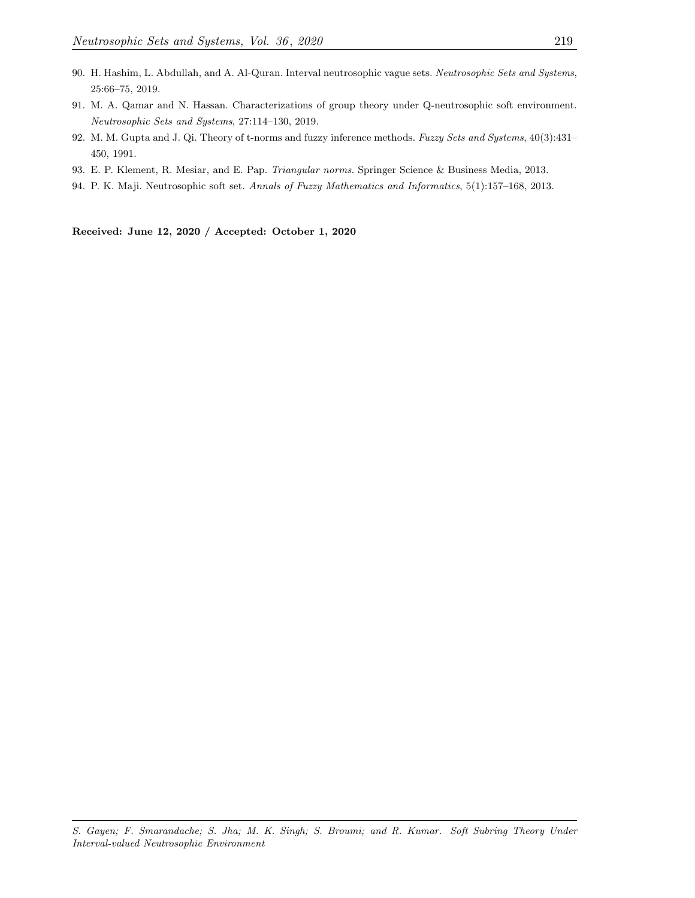90. H. Hashim, L. Abdullah, and A. Al-Quran. Interval neutrosophic vague sets. *Neutrosophic Sets and Systems*, 25:66–75, 2019.
91. M. A. Qamar and N. Hassan. Characterizations of group theory under Q-neutrosophic soft environment. *Neutrosophic Sets and Systems*, 27:114–130, 2019.
92. M. M. Gupta and J. Qi. Theory of t-norms and fuzzy inference methods. *Fuzzy Sets and Systems*, 40(3):431–450, 1991.
93. E. P. Klement, R. Mesiar, and E. Pap. *Triangular norms*. Springer Science & Business Media, 2013.
94. P. K. Maji. Neutrosophic soft set. *Annals of Fuzzy Mathematics and Informatics*, 5(1):157–168, 2013.

**Received: June 12, 2020 / Accepted: October 1, 2020**